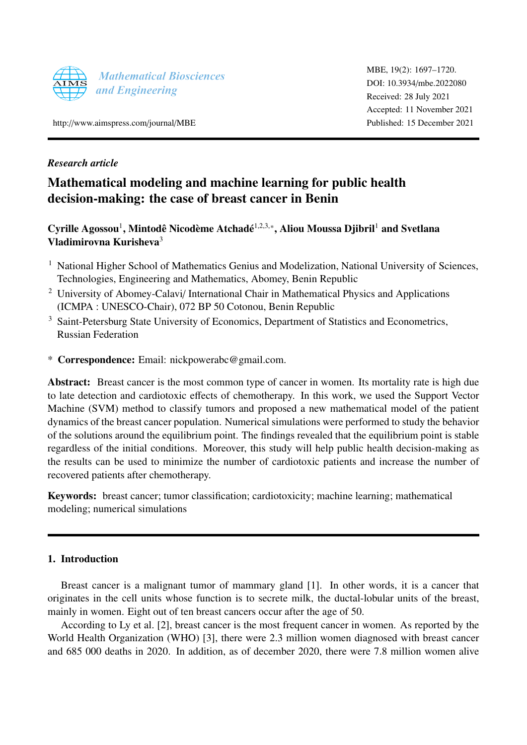Mathematical Biosciences and Engineering

http://www.aimspress.com/journal/MBE

MBE, 19(2): 1697–1720.
DOI: 10.3934/mbe.2022080
Received: 28 July 2021
Accepted: 11 November 2021
Published: 15 December 2021

*Research article*

# Mathematical modeling and machine learning for public health decision-making: the case of breast cancer in Benin

**Cyrille Agossou[1], Mintodê Nicodème Atchadé[1,2,3,*], Aliou Moussa Djibril[1] and Svetlana Vladimirovna Kurisheva[3]**

[1] National Higher School of Mathematics Genius and Modelization, National University of Sciences, Technologies, Engineering and Mathematics, Abomey, Benin Republic

[2] University of Abomey-Calavi/ International Chair in Mathematical Physics and Applications (ICMPA : UNESCO-Chair), 072 BP 50 Cotonou, Benin Republic

[3] Saint-Petersburg State University of Economics, Department of Statistics and Econometrics, Russian Federation

\* **Correspondence:** Email: nickpowerabc@gmail.com.

**Abstract:** Breast cancer is the most common type of cancer in women. Its mortality rate is high due to late detection and cardiotoxic effects of chemotherapy. In this work, we used the Support Vector Machine (SVM) method to classify tumors and proposed a new mathematical model of the patient dynamics of the breast cancer population. Numerical simulations were performed to study the behavior of the solutions around the equilibrium point. The findings revealed that the equilibrium point is stable regardless of the initial conditions. Moreover, this study will help public health decision-making as the results can be used to minimize the number of cardiotoxic patients and increase the number of recovered patients after chemotherapy.

**Keywords:** breast cancer; tumor classification; cardiotoxicity; machine learning; mathematical modeling; numerical simulations

## 1. Introduction

Breast cancer is a malignant tumor of mammary gland [1]. In other words, it is a cancer that originates in the cell units whose function is to secrete milk, the ductal-lobular units of the breast, mainly in women. Eight out of ten breast cancers occur after the age of 50.

According to Ly et al. [2], breast cancer is the most frequent cancer in women. As reported by the World Health Organization (WHO) [3], there were 2.3 million women diagnosed with breast cancer and 685 000 deaths in 2020. In addition, as of december 2020, there were 7.8 million women alive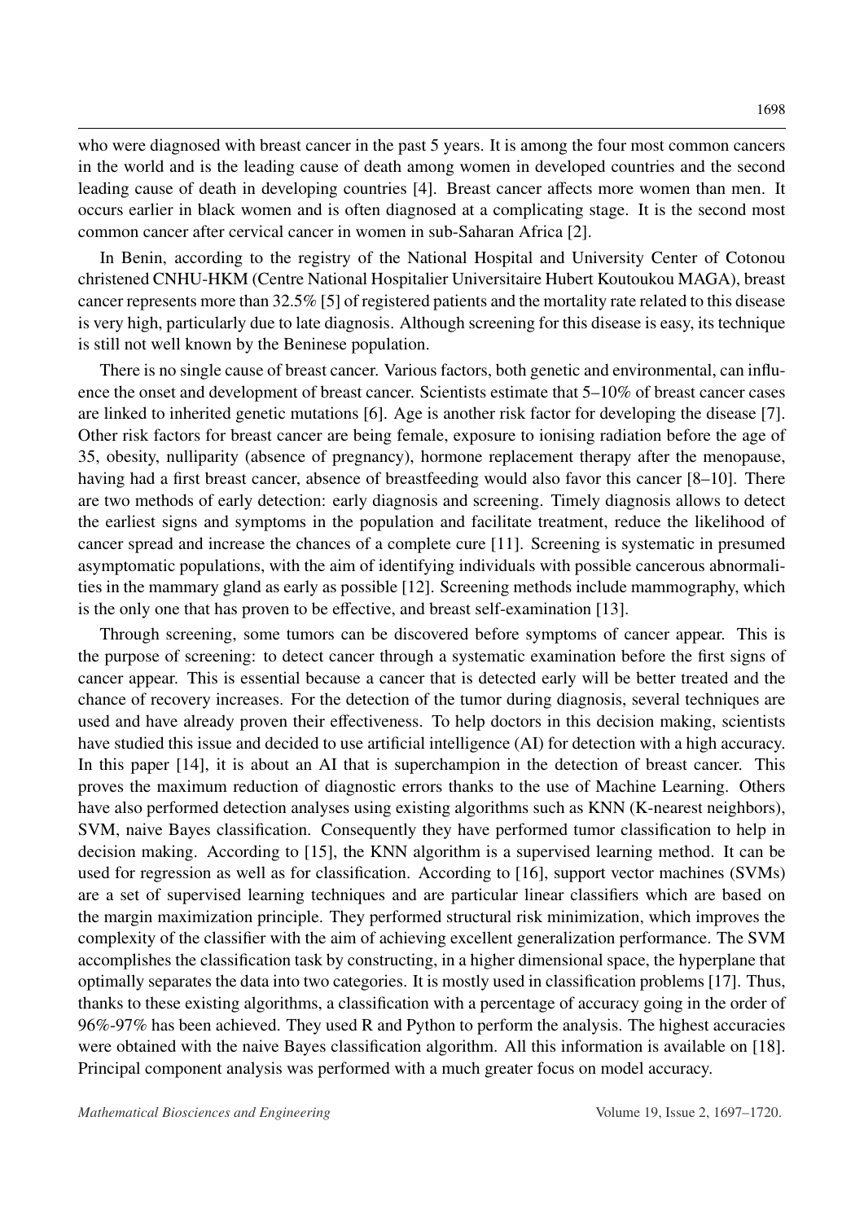who were diagnosed with breast cancer in the past 5 years. It is among the four most common cancers in the world and is the leading cause of death among women in developed countries and the second leading cause of death in developing countries [4]. Breast cancer affects more women than men. It occurs earlier in black women and is often diagnosed at a complicating stage. It is the second most common cancer after cervical cancer in women in sub-Saharan Africa [2].

In Benin, according to the registry of the National Hospital and University Center of Cotonou christened CNHU-HKM (Centre National Hospitalier Universitaire Hubert Koutoukou MAGA), breast cancer represents more than 32.5% [5] of registered patients and the mortality rate related to this disease is very high, particularly due to late diagnosis. Although screening for this disease is easy, its technique is still not well known by the Beninese population.

There is no single cause of breast cancer. Various factors, both genetic and environmental, can influence the onset and development of breast cancer. Scientists estimate that 5–10% of breast cancer cases are linked to inherited genetic mutations [6]. Age is another risk factor for developing the disease [7]. Other risk factors for breast cancer are being female, exposure to ionising radiation before the age of 35, obesity, nulliparity (absence of pregnancy), hormone replacement therapy after the menopause, having had a first breast cancer, absence of breastfeeding would also favor this cancer [8–10]. There are two methods of early detection: early diagnosis and screening. Timely diagnosis allows to detect the earliest signs and symptoms in the population and facilitate treatment, reduce the likelihood of cancer spread and increase the chances of a complete cure [11]. Screening is systematic in presumed asymptomatic populations, with the aim of identifying individuals with possible cancerous abnormalities in the mammary gland as early as possible [12]. Screening methods include mammography, which is the only one that has proven to be effective, and breast self-examination [13].

Through screening, some tumors can be discovered before symptoms of cancer appear. This is the purpose of screening: to detect cancer through a systematic examination before the first signs of cancer appear. This is essential because a cancer that is detected early will be better treated and the chance of recovery increases. For the detection of the tumor during diagnosis, several techniques are used and have already proven their effectiveness. To help doctors in this decision making, scientists have studied this issue and decided to use artificial intelligence (AI) for detection with a high accuracy. In this paper [14], it is about an AI that is superchampion in the detection of breast cancer. This proves the maximum reduction of diagnostic errors thanks to the use of Machine Learning. Others have also performed detection analyses using existing algorithms such as KNN (K-nearest neighbors), SVM, naive Bayes classification. Consequently they have performed tumor classification to help in decision making. According to [15], the KNN algorithm is a supervised learning method. It can be used for regression as well as for classification. According to [16], support vector machines (SVMs) are a set of supervised learning techniques and are particular linear classifiers which are based on the margin maximization principle. They performed structural risk minimization, which improves the complexity of the classifier with the aim of achieving excellent generalization performance. The SVM accomplishes the classification task by constructing, in a higher dimensional space, the hyperplane that optimally separates the data into two categories. It is mostly used in classification problems [17]. Thus, thanks to these existing algorithms, a classification with a percentage of accuracy going in the order of 96%-97% has been achieved. They used R and Python to perform the analysis. The highest accuracies were obtained with the naive Bayes classification algorithm. All this information is available on [18]. Principal component analysis was performed with a much greater focus on model accuracy.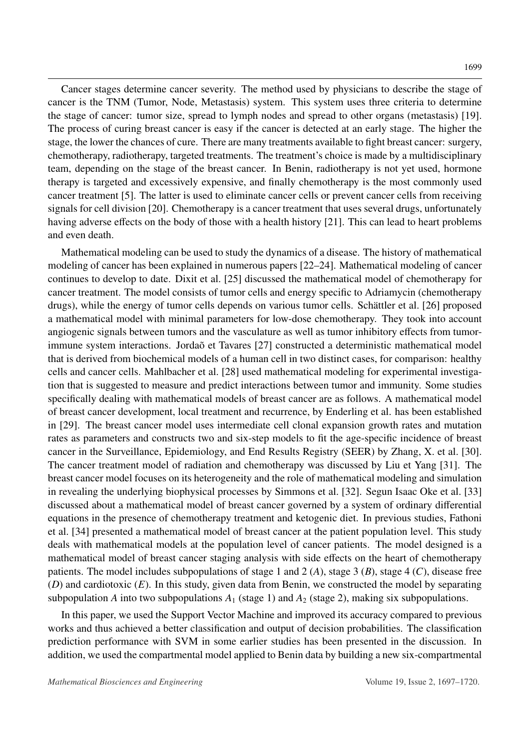Cancer stages determine cancer severity. The method used by physicians to describe the stage of cancer is the TNM (Tumor, Node, Metastasis) system. This system uses three criteria to determine the stage of cancer: tumor size, spread to lymph nodes and spread to other organs (metastasis) [19]. The process of curing breast cancer is easy if the cancer is detected at an early stage. The higher the stage, the lower the chances of cure. There are many treatments available to fight breast cancer: surgery, chemotherapy, radiotherapy, targeted treatments. The treatment's choice is made by a multidisciplinary team, depending on the stage of the breast cancer. In Benin, radiotherapy is not yet used, hormone therapy is targeted and excessively expensive, and finally chemotherapy is the most commonly used cancer treatment [5]. The latter is used to eliminate cancer cells or prevent cancer cells from receiving signals for cell division [20]. Chemotherapy is a cancer treatment that uses several drugs, unfortunately having adverse effects on the body of those with a health history [21]. This can lead to heart problems and even death.

Mathematical modeling can be used to study the dynamics of a disease. The history of mathematical modeling of cancer has been explained in numerous papers [22–24]. Mathematical modeling of cancer continues to develop to date. Dixit et al. [25] discussed the mathematical model of chemotherapy for cancer treatment. The model consists of tumor cells and energy specific to Adriamycin (chemotherapy drugs), while the energy of tumor cells depends on various tumor cells. Schättler et al. [26] proposed a mathematical model with minimal parameters for low-dose chemotherapy. They took into account angiogenic signals between tumors and the vasculature as well as tumor inhibitory effects from tumor-immune system interactions. Jordaõ et Tavares [27] constructed a deterministic mathematical model that is derived from biochemical models of a human cell in two distinct cases, for comparison: healthy cells and cancer cells. Mahlbacher et al. [28] used mathematical modeling for experimental investigation that is suggested to measure and predict interactions between tumor and immunity. Some studies specifically dealing with mathematical models of breast cancer are as follows. A mathematical model of breast cancer development, local treatment and recurrence, by Enderling et al. has been established in [29]. The breast cancer model uses intermediate cell clonal expansion growth rates and mutation rates as parameters and constructs two and six-step models to fit the age-specific incidence of breast cancer in the Surveillance, Epidemiology, and End Results Registry (SEER) by Zhang, X. et al. [30]. The cancer treatment model of radiation and chemotherapy was discussed by Liu et Yang [31]. The breast cancer model focuses on its heterogeneity and the role of mathematical modeling and simulation in revealing the underlying biophysical processes by Simmons et al. [32]. Segun Isaac Oke et al. [33] discussed about a mathematical model of breast cancer governed by a system of ordinary differential equations in the presence of chemotherapy treatment and ketogenic diet. In previous studies, Fathoni et al. [34] presented a mathematical model of breast cancer at the patient population level. This study deals with mathematical models at the population level of cancer patients. The model designed is a mathematical model of breast cancer staging analysis with side effects on the heart of chemotherapy patients. The model includes subpopulations of stage 1 and 2 ($A$), stage 3 ($B$), stage 4 ($C$), disease free ($D$) and cardiotoxic ($E$). In this study, given data from Benin, we constructed the model by separating subpopulation $A$ into two subpopulations $A_1$ (stage 1) and $A_2$ (stage 2), making six subpopulations.

In this paper, we used the Support Vector Machine and improved its accuracy compared to previous works and thus achieved a better classification and output of decision probabilities. The classification prediction performance with SVM in some earlier studies has been presented in the discussion. In addition, we used the compartmental model applied to Benin data by building a new six-compartmental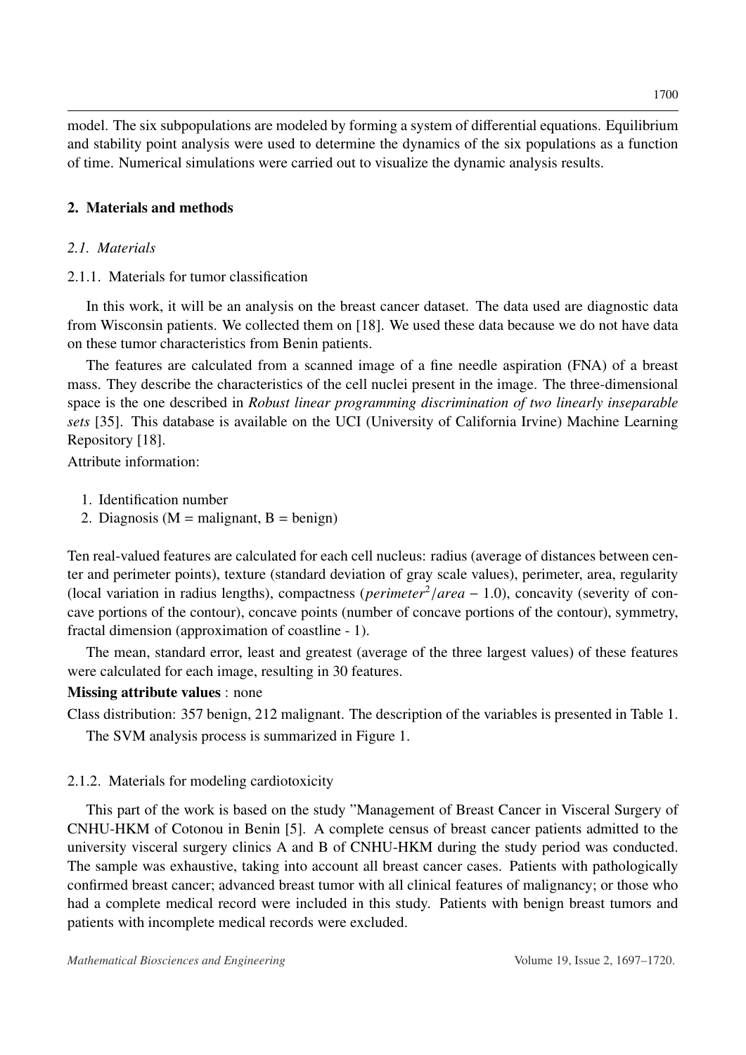model. The six subpopulations are modeled by forming a system of differential equations. Equilibrium and stability point analysis were used to determine the dynamics of the six populations as a function of time. Numerical simulations were carried out to visualize the dynamic analysis results.

## 2. Materials and methods

### *2.1. Materials*

#### 2.1.1. Materials for tumor classification

In this work, it will be an analysis on the breast cancer dataset. The data used are diagnostic data from Wisconsin patients. We collected them on [18]. We used these data because we do not have data on these tumor characteristics from Benin patients.

The features are calculated from a scanned image of a fine needle aspiration (FNA) of a breast mass. They describe the characteristics of the cell nuclei present in the image. The three-dimensional space is the one described in *Robust linear programming discrimination of two linearly inseparable sets* [35]. This database is available on the UCI (University of California Irvine) Machine Learning Repository [18].

Attribute information:

1. Identification number
2. Diagnosis (M = malignant, B = benign)

Ten real-valued features are calculated for each cell nucleus: radius (average of distances between center and perimeter points), texture (standard deviation of gray scale values), perimeter, area, regularity (local variation in radius lengths), compactness ($perimeter^2/area - 1.0$), concavity (severity of concave portions of the contour), concave points (number of concave portions of the contour), symmetry, fractal dimension (approximation of coastline - 1).

The mean, standard error, least and greatest (average of the three largest values) of these features were calculated for each image, resulting in 30 features.

**Missing attribute values** : none

Class distribution: 357 benign, 212 malignant. The description of the variables is presented in Table 1.

The SVM analysis process is summarized in Figure 1.

#### 2.1.2. Materials for modeling cardiotoxicity

This part of the work is based on the study "Management of Breast Cancer in Visceral Surgery of CNHU-HKM of Cotonou in Benin [5]. A complete census of breast cancer patients admitted to the university visceral surgery clinics A and B of CNHU-HKM during the study period was conducted. The sample was exhaustive, taking into account all breast cancer cases. Patients with pathologically confirmed breast cancer; advanced breast tumor with all clinical features of malignancy; or those who had a complete medical record were included in this study. Patients with benign breast tumors and patients with incomplete medical records were excluded.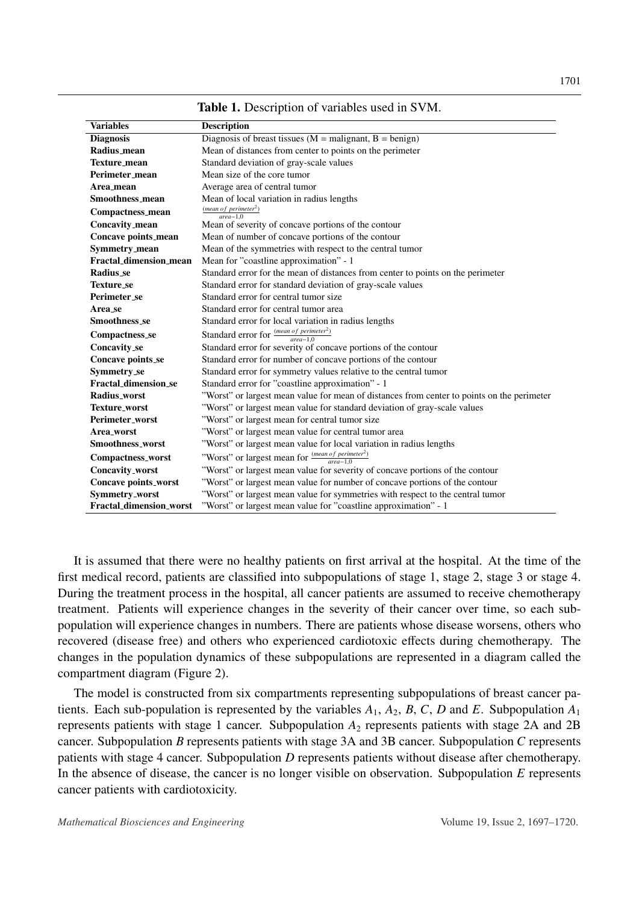**Table 1.** Description of variables used in SVM.

| Variables | Description |
|---|---|
| **Diagnosis** | Diagnosis of breast tissues (M = malignant, B = benign) |
| **Radius_mean** | Mean of distances from center to points on the perimeter |
| **Texture_mean** | Standard deviation of gray-scale values |
| **Perimeter_mean** | Mean size of the core tumor |
| **Area_mean** | Average area of central tumor |
| **Smoothness_mean** | Mean of local variation in radius lengths |
| **Compactness_mean** | $\frac{(mean\ of\ perimeter^2)}{area-1,0}$ |
| **Concavity_mean** | Mean of severity of concave portions of the contour |
| **Concave points_mean** | Mean of number of concave portions of the contour |
| **Symmetry_mean** | Mean of the symmetries with respect to the central tumor |
| **Fractal_dimension_mean** | Mean for "coastline approximation" - 1 |
| **Radius_se** | Standard error for the mean of distances from center to points on the perimeter |
| **Texture_se** | Standard error for standard deviation of gray-scale values |
| **Perimeter_se** | Standard error for central tumor size |
| **Area_se** | Standard error for central tumor area |
| **Smoothness_se** | Standard error for local variation in radius lengths |
| **Compactness_se** | Standard error for $\frac{(mean\ of\ perimeter^2)}{area-1,0}$ |
| **Concavity_se** | Standard error for severity of concave portions of the contour |
| **Concave points_se** | Standard error for number of concave portions of the contour |
| **Symmetry_se** | Standard error for symmetry values relative to the central tumor |
| **Fractal_dimension_se** | Standard error for "coastline approximation" - 1 |
| **Radius_worst** | "Worst" or largest mean value for mean of distances from center to points on the perimeter |
| **Texture_worst** | "Worst" or largest mean value for standard deviation of gray-scale values |
| **Perimeter_worst** | "Worst" or largest mean for central tumor size |
| **Area_worst** | "Worst" or largest mean value for central tumor area |
| **Smoothness_worst** | "Worst" or largest mean value for local variation in radius lengths |
| **Compactness_worst** | "Worst" or largest mean for $\frac{(mean\ of\ perimeter^2)}{area-1,0}$ |
| **Concavity_worst** | "Worst" or largest mean value for severity of concave portions of the contour |
| **Concave points_worst** | "Worst" or largest mean value for number of concave portions of the contour |
| **Symmetry_worst** | "Worst" or largest mean value for symmetries with respect to the central tumor |
| **Fractal_dimension_worst** | "Worst" or largest mean value for "coastline approximation" - 1 |

It is assumed that there were no healthy patients on first arrival at the hospital. At the time of the first medical record, patients are classified into subpopulations of stage 1, stage 2, stage 3 or stage 4. During the treatment process in the hospital, all cancer patients are assumed to receive chemotherapy treatment. Patients will experience changes in the severity of their cancer over time, so each subpopulation will experience changes in numbers. There are patients whose disease worsens, others who recovered (disease free) and others who experienced cardiotoxic effects during chemotherapy. The changes in the population dynamics of these subpopulations are represented in a diagram called the compartment diagram (Figure 2).

The model is constructed from six compartments representing subpopulations of breast cancer patients. Each sub-population is represented by the variables $A_1$, $A_2$, $B$, $C$, $D$ and $E$. Subpopulation $A_1$ represents patients with stage 1 cancer. Subpopulation $A_2$ represents patients with stage 2A and 2B cancer. Subpopulation $B$ represents patients with stage 3A and 3B cancer. Subpopulation $C$ represents patients with stage 4 cancer. Subpopulation $D$ represents patients without disease after chemotherapy. In the absence of disease, the cancer is no longer visible on observation. Subpopulation $E$ represents cancer patients with cardiotoxicity.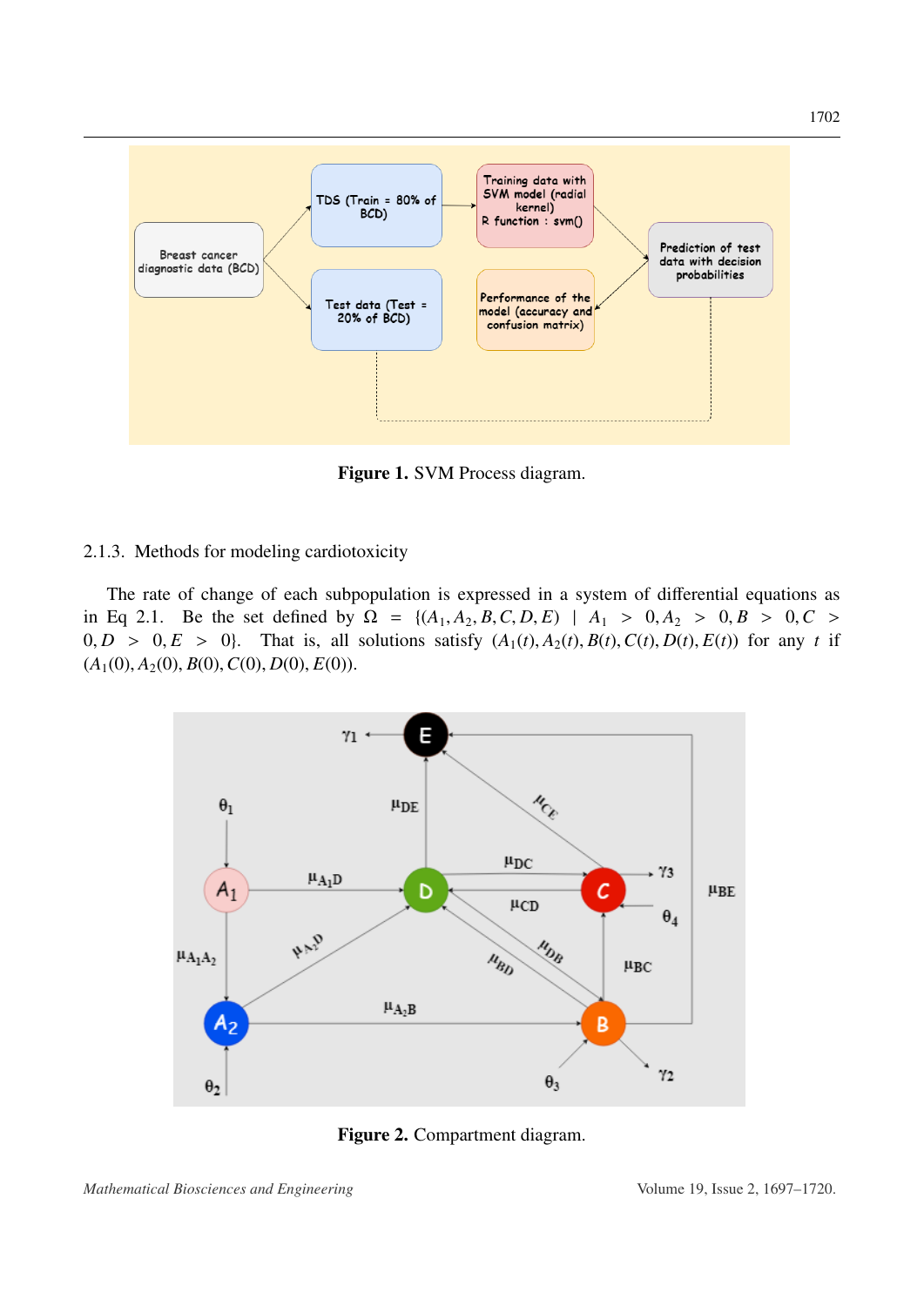Figure 1. SVM Process diagram.

2.1.3. Methods for modeling cardiotoxicity

The rate of change of each subpopulation is expressed in a system of differential equations as in Eq 2.1. Be the set defined by $\Omega = \{(A_1, A_2, B, C, D, E) \mid A_1 > 0, A_2 > 0, B > 0, C > 0, D > 0, E > 0\}$. That is, all solutions satisfy $(A_1(t), A_2(t), B(t), C(t), D(t), E(t))$ for any $t$ if $(A_1(0), A_2(0), B(0), C(0), D(0), E(0))$.

Figure 2. Compartment diagram.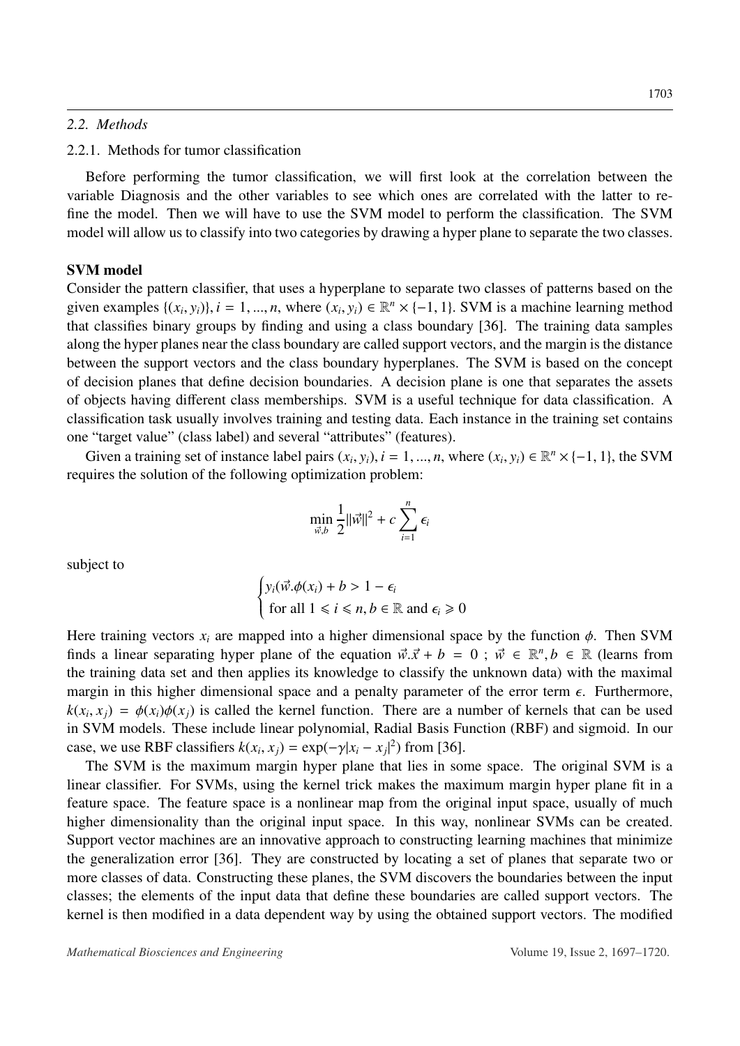### 2.2. Methods

#### 2.2.1. Methods for tumor classification

Before performing the tumor classification, we will first look at the correlation between the variable Diagnosis and the other variables to see which ones are correlated with the latter to refine the model. Then we will have to use the SVM model to perform the classification. The SVM model will allow us to classify into two categories by drawing a hyper plane to separate the two classes.

**SVM model**

Consider the pattern classifier, that uses a hyperplane to separate two classes of patterns based on the given examples $\{(x_i, y_i)\}, i = 1, ..., n$, where $(x_i, y_i) \in \mathbb{R}^n \times \{-1, 1\}$. SVM is a machine learning method that classifies binary groups by finding and using a class boundary [36]. The training data samples along the hyper planes near the class boundary are called support vectors, and the margin is the distance between the support vectors and the class boundary hyperplanes. The SVM is based on the concept of decision planes that define decision boundaries. A decision plane is one that separates the assets of objects having different class memberships. SVM is a useful technique for data classification. A classification task usually involves training and testing data. Each instance in the training set contains one "target value" (class label) and several "attributes" (features).

Given a training set of instance label pairs $(x_i, y_i), i = 1, ..., n$, where $(x_i, y_i) \in \mathbb{R}^n \times \{-1, 1\}$, the SVM requires the solution of the following optimization problem:

$$\min_{\vec{w}, b} \frac{1}{2}\|\vec{w}\|^2 + c\sum_{i=1}^{n} \epsilon_i$$

subject to

$$\begin{cases} y_i(\vec{w}.\phi(x_i) + b > 1 - \epsilon_i \\ \text{for all } 1 \leqslant i \leqslant n, b \in \mathbb{R} \text{ and } \epsilon_i \geqslant 0 \end{cases}$$

Here training vectors $x_i$ are mapped into a higher dimensional space by the function $\phi$. Then SVM finds a linear separating hyper plane of the equation $\vec{w}.\vec{x} + b = 0$ ; $\vec{w} \in \mathbb{R}^n, b \in \mathbb{R}$ (learns from the training data set and then applies its knowledge to classify the unknown data) with the maximal margin in this higher dimensional space and a penalty parameter of the error term $\epsilon$. Furthermore, $k(x_i, x_j) = \phi(x_i)\phi(x_j)$ is called the kernel function. There are a number of kernels that can be used in SVM models. These include linear polynomial, Radial Basis Function (RBF) and sigmoid. In our case, we use RBF classifiers $k(x_i, x_j) = \exp(-\gamma|x_i - x_j|^2)$ from [36].

The SVM is the maximum margin hyper plane that lies in some space. The original SVM is a linear classifier. For SVMs, using the kernel trick makes the maximum margin hyper plane fit in a feature space. The feature space is a nonlinear map from the original input space, usually of much higher dimensionality than the original input space. In this way, nonlinear SVMs can be created. Support vector machines are an innovative approach to constructing learning machines that minimize the generalization error [36]. They are constructed by locating a set of planes that separate two or more classes of data. Constructing these planes, the SVM discovers the boundaries between the input classes; the elements of the input data that define these boundaries are called support vectors. The kernel is then modified in a data dependent way by using the obtained support vectors. The modified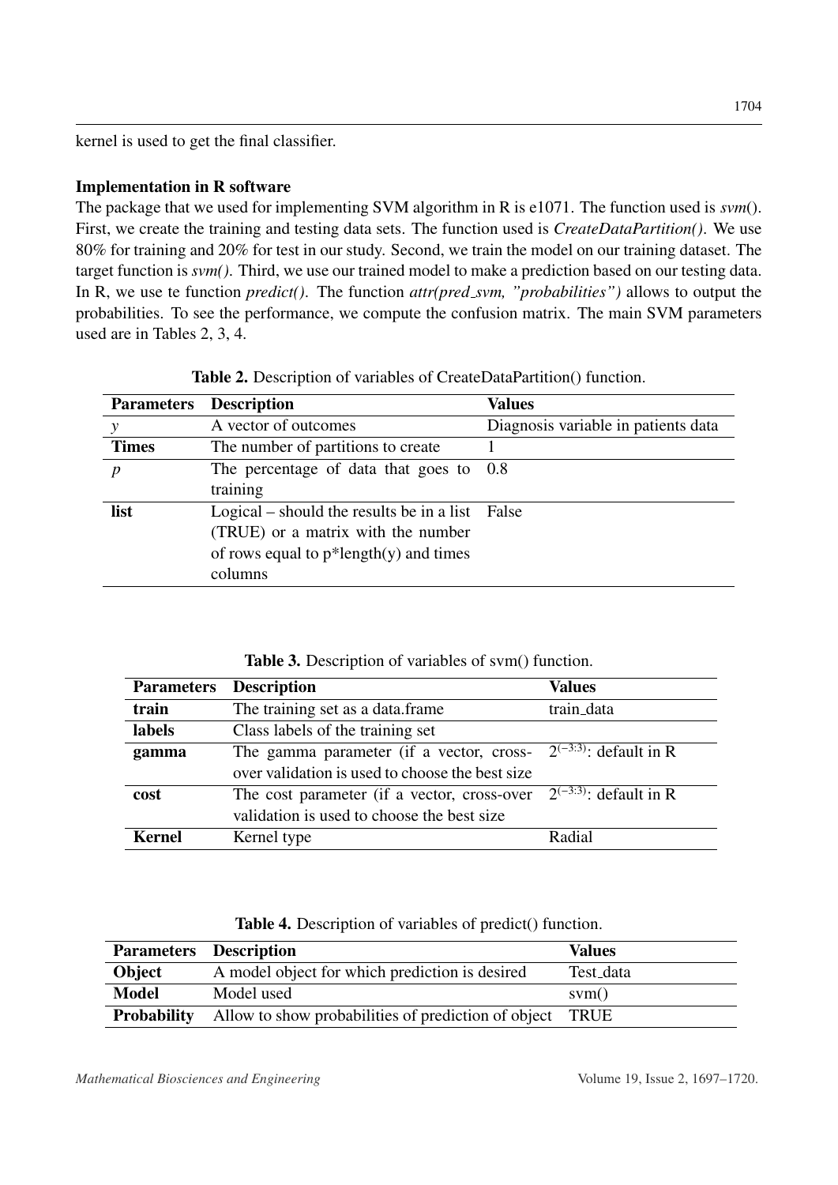kernel is used to get the final classifier.

**Implementation in R software**

The package that we used for implementing SVM algorithm in R is e1071. The function used is *svm*(). First, we create the training and testing data sets. The function used is *CreateDataPartition()*. We use 80% for training and 20% for test in our study. Second, we train the model on our training dataset. The target function is *svm()*. Third, we use our trained model to make a prediction based on our testing data. In R, we use te function *predict()*. The function *attr(pred_svm, "probabilities")* allows to output the probabilities. To see the performance, we compute the confusion matrix. The main SVM parameters used are in Tables 2, 3, 4.

**Table 2.** Description of variables of CreateDataPartition() function.

| Parameters | Description | Values |
|---|---|---|
| *y* | A vector of outcomes | Diagnosis variable in patients data |
| **Times** | The number of partitions to create | 1 |
| *p* | The percentage of data that goes to training | 0.8 |
| **list** | Logical – should the results be in a list (TRUE) or a matrix with the number of rows equal to p*length(y) and times columns | False |

**Table 3.** Description of variables of svm() function.

| Parameters | Description | Values |
|---|---|---|
| **train** | The training set as a data.frame | train_data |
| **labels** | Class labels of the training set | |
| **gamma** | The gamma parameter (if a vector, cross-over validation is used to choose the best size | $2^{(-3:3)}$: default in R |
| **cost** | The cost parameter (if a vector, cross-over validation is used to choose the best size | $2^{(-3:3)}$: default in R |
| **Kernel** | Kernel type | Radial |

**Table 4.** Description of variables of predict() function.

| Parameters | Description | Values |
|---|---|---|
| **Object** | A model object for which prediction is desired | Test_data |
| **Model** | Model used | svm() |
| **Probability** | Allow to show probabilities of prediction of object | TRUE |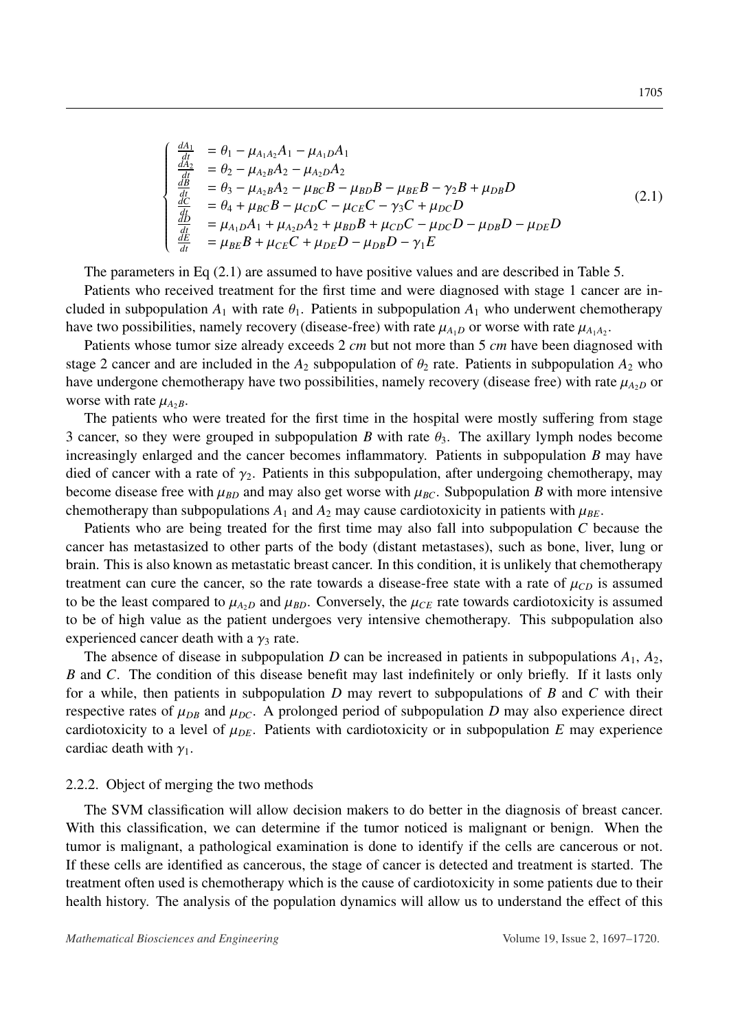$$
\begin{cases}
\frac{dA_1}{dt} &= \theta_1 - \mu_{A_1A_2}A_1 - \mu_{A_1D}A_1 \\
\frac{dA_2}{dt} &= \theta_2 - \mu_{A_2B}A_2 - \mu_{A_2D}A_2 \\
\frac{dB}{dt} &= \theta_3 - \mu_{A_2B}A_2 - \mu_{BC}B - \mu_{BD}B - \mu_{BE}B - \gamma_2 B + \mu_{DB}D \\
\frac{dC}{dt} &= \theta_4 + \mu_{BC}B - \mu_{CD}C - \mu_{CE}C - \gamma_3 C + \mu_{DC}D \\
\frac{dD}{dt} &= \mu_{A_1D}A_1 + \mu_{A_2D}A_2 + \mu_{BD}B + \mu_{CD}C - \mu_{DC}D - \mu_{DB}D - \mu_{DE}D \\
\frac{dE}{dt} &= \mu_{BE}B + \mu_{CE}C + \mu_{DE}D - \mu_{DB}D - \gamma_1 E
\end{cases}
\tag{2.1}
$$

The parameters in Eq (2.1) are assumed to have positive values and are described in Table 5.

Patients who received treatment for the first time and were diagnosed with stage 1 cancer are included in subpopulation $A_1$ with rate $\theta_1$. Patients in subpopulation $A_1$ who underwent chemotherapy have two possibilities, namely recovery (disease-free) with rate $\mu_{A_1D}$ or worse with rate $\mu_{A_1A_2}$.

Patients whose tumor size already exceeds 2 *cm* but not more than 5 *cm* have been diagnosed with stage 2 cancer and are included in the $A_2$ subpopulation of $\theta_2$ rate. Patients in subpopulation $A_2$ who have undergone chemotherapy have two possibilities, namely recovery (disease free) with rate $\mu_{A_2D}$ or worse with rate $\mu_{A_2B}$.

The patients who were treated for the first time in the hospital were mostly suffering from stage 3 cancer, so they were grouped in subpopulation $B$ with rate $\theta_3$. The axillary lymph nodes become increasingly enlarged and the cancer becomes inflammatory. Patients in subpopulation $B$ may have died of cancer with a rate of $\gamma_2$. Patients in this subpopulation, after undergoing chemotherapy, may become disease free with $\mu_{BD}$ and may also get worse with $\mu_{BC}$. Subpopulation $B$ with more intensive chemotherapy than subpopulations $A_1$ and $A_2$ may cause cardiotoxicity in patients with $\mu_{BE}$.

Patients who are being treated for the first time may also fall into subpopulation $C$ because the cancer has metastasized to other parts of the body (distant metastases), such as bone, liver, lung or brain. This is also known as metastatic breast cancer. In this condition, it is unlikely that chemotherapy treatment can cure the cancer, so the rate towards a disease-free state with a rate of $\mu_{CD}$ is assumed to be the least compared to $\mu_{A_2D}$ and $\mu_{BD}$. Conversely, the $\mu_{CE}$ rate towards cardiotoxicity is assumed to be of high value as the patient undergoes very intensive chemotherapy. This subpopulation also experienced cancer death with a $\gamma_3$ rate.

The absence of disease in subpopulation $D$ can be increased in patients in subpopulations $A_1$, $A_2$, $B$ and $C$. The condition of this disease benefit may last indefinitely or only briefly. If it lasts only for a while, then patients in subpopulation $D$ may revert to subpopulations of $B$ and $C$ with their respective rates of $\mu_{DB}$ and $\mu_{DC}$. A prolonged period of subpopulation $D$ may also experience direct cardiotoxicity to a level of $\mu_{DE}$. Patients with cardiotoxicity or in subpopulation $E$ may experience cardiac death with $\gamma_1$.

#### 2.2.2. Object of merging the two methods

The SVM classification will allow decision makers to do better in the diagnosis of breast cancer. With this classification, we can determine if the tumor noticed is malignant or benign. When the tumor is malignant, a pathological examination is done to identify if the cells are cancerous or not. If these cells are identified as cancerous, the stage of cancer is detected and treatment is started. The treatment often used is chemotherapy which is the cause of cardiotoxicity in some patients due to their health history. The analysis of the population dynamics will allow us to understand the effect of this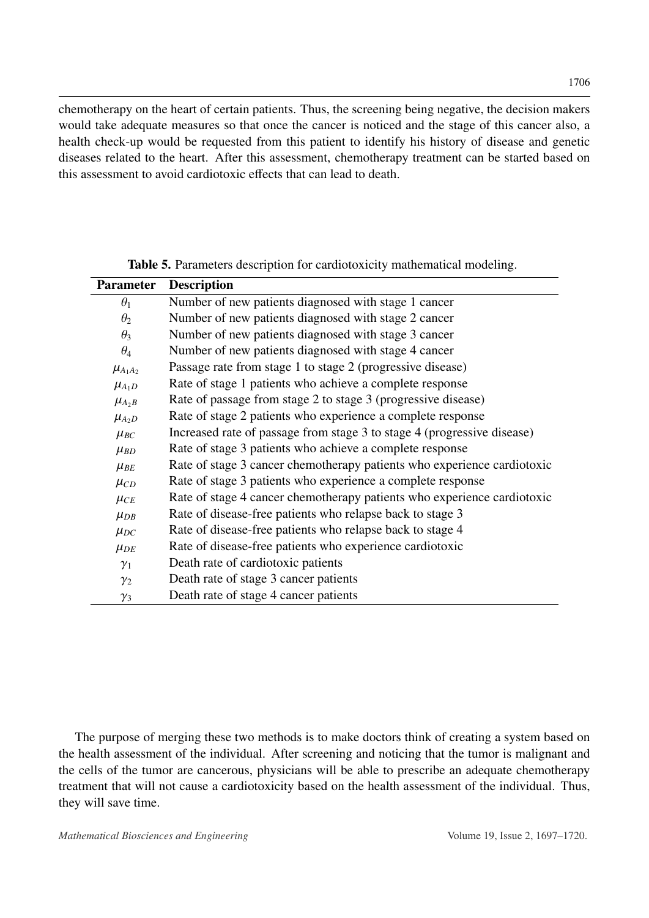chemotherapy on the heart of certain patients. Thus, the screening being negative, the decision makers would take adequate measures so that once the cancer is noticed and the stage of this cancer also, a health check-up would be requested from this patient to identify his history of disease and genetic diseases related to the heart. After this assessment, chemotherapy treatment can be started based on this assessment to avoid cardiotoxic effects that can lead to death.

**Table 5.** Parameters description for cardiotoxicity mathematical modeling.

| Parameter | Description |
|---|---|
| $\theta_1$ | Number of new patients diagnosed with stage 1 cancer |
| $\theta_2$ | Number of new patients diagnosed with stage 2 cancer |
| $\theta_3$ | Number of new patients diagnosed with stage 3 cancer |
| $\theta_4$ | Number of new patients diagnosed with stage 4 cancer |
| $\mu_{A_1A_2}$ | Passage rate from stage 1 to stage 2 (progressive disease) |
| $\mu_{A_1D}$ | Rate of stage 1 patients who achieve a complete response |
| $\mu_{A_2B}$ | Rate of passage from stage 2 to stage 3 (progressive disease) |
| $\mu_{A_2D}$ | Rate of stage 2 patients who experience a complete response |
| $\mu_{BC}$ | Increased rate of passage from stage 3 to stage 4 (progressive disease) |
| $\mu_{BD}$ | Rate of stage 3 patients who achieve a complete response |
| $\mu_{BE}$ | Rate of stage 3 cancer chemotherapy patients who experience cardiotoxic |
| $\mu_{CD}$ | Rate of stage 3 patients who experience a complete response |
| $\mu_{CE}$ | Rate of stage 4 cancer chemotherapy patients who experience cardiotoxic |
| $\mu_{DB}$ | Rate of disease-free patients who relapse back to stage 3 |
| $\mu_{DC}$ | Rate of disease-free patients who relapse back to stage 4 |
| $\mu_{DE}$ | Rate of disease-free patients who experience cardiotoxic |
| $\gamma_1$ | Death rate of cardiotoxic patients |
| $\gamma_2$ | Death rate of stage 3 cancer patients |
| $\gamma_3$ | Death rate of stage 4 cancer patients |

The purpose of merging these two methods is to make doctors think of creating a system based on the health assessment of the individual. After screening and noticing that the tumor is malignant and the cells of the tumor are cancerous, physicians will be able to prescribe an adequate chemotherapy treatment that will not cause a cardiotoxicity based on the health assessment of the individual. Thus, they will save time.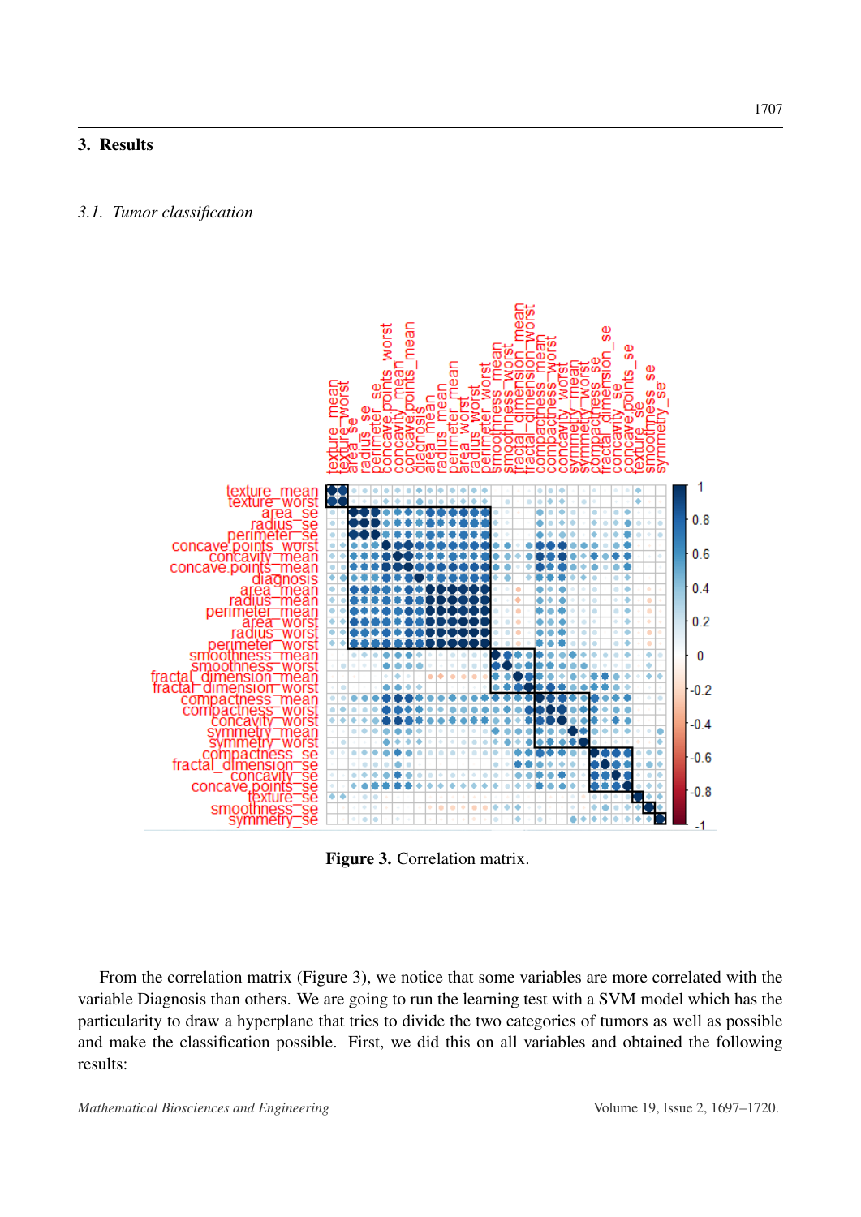## 3. Results

### 3.1. Tumor classification

**Figure 3.** Correlation matrix.

From the correlation matrix (Figure 3), we notice that some variables are more correlated with the variable Diagnosis than others. We are going to run the learning test with a SVM model which has the particularity to draw a hyperplane that tries to divide the two categories of tumors as well as possible and make the classification possible. First, we did this on all variables and obtained the following results: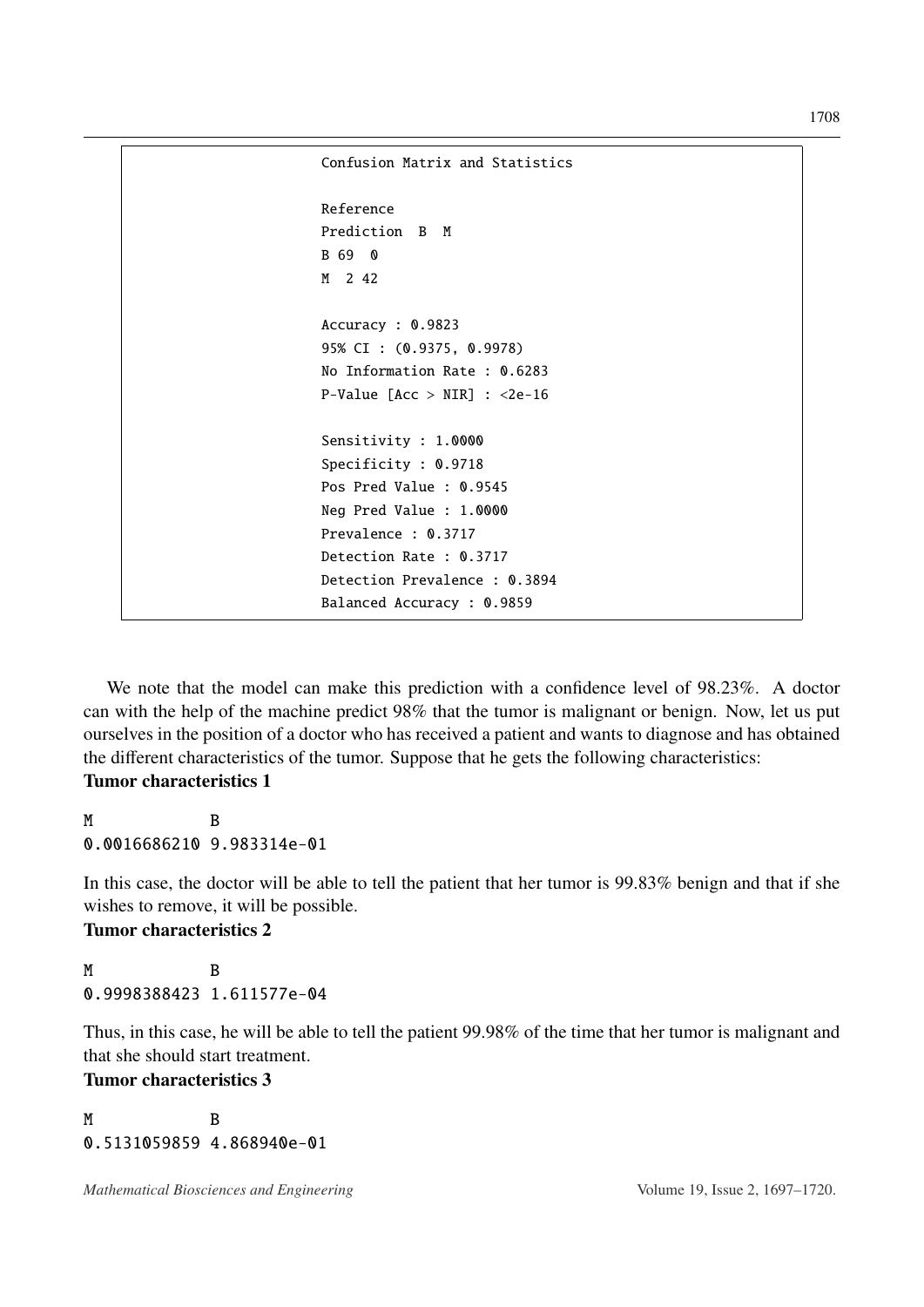```
Confusion Matrix and Statistics

Reference
Prediction  B  M
B 69  0
M  2 42

Accuracy : 0.9823
95% CI : (0.9375, 0.9978)
No Information Rate : 0.6283
P-Value [Acc > NIR] : <2e-16

Sensitivity : 1.0000
Specificity : 0.9718
Pos Pred Value : 0.9545
Neg Pred Value : 1.0000
Prevalence : 0.3717
Detection Rate : 0.3717
Detection Prevalence : 0.3894
Balanced Accuracy : 0.9859
```

We note that the model can make this prediction with a confidence level of 98.23%. A doctor can with the help of the machine predict 98% that the tumor is malignant or benign. Now, let us put ourselves in the position of a doctor who has received a patient and wants to diagnose and has obtained the different characteristics of the tumor. Suppose that he gets the following characteristics:

**Tumor characteristics 1**

```
M            B
0.0016686210 9.983314e-01
```

In this case, the doctor will be able to tell the patient that her tumor is 99.83% benign and that if she wishes to remove, it will be possible.

**Tumor characteristics 2**

```
M            B
0.9998388423 1.611577e-04
```

Thus, in this case, he will be able to tell the patient 99.98% of the time that her tumor is malignant and that she should start treatment.

**Tumor characteristics 3**

```
M            B
0.5131059859 4.868940e-01
```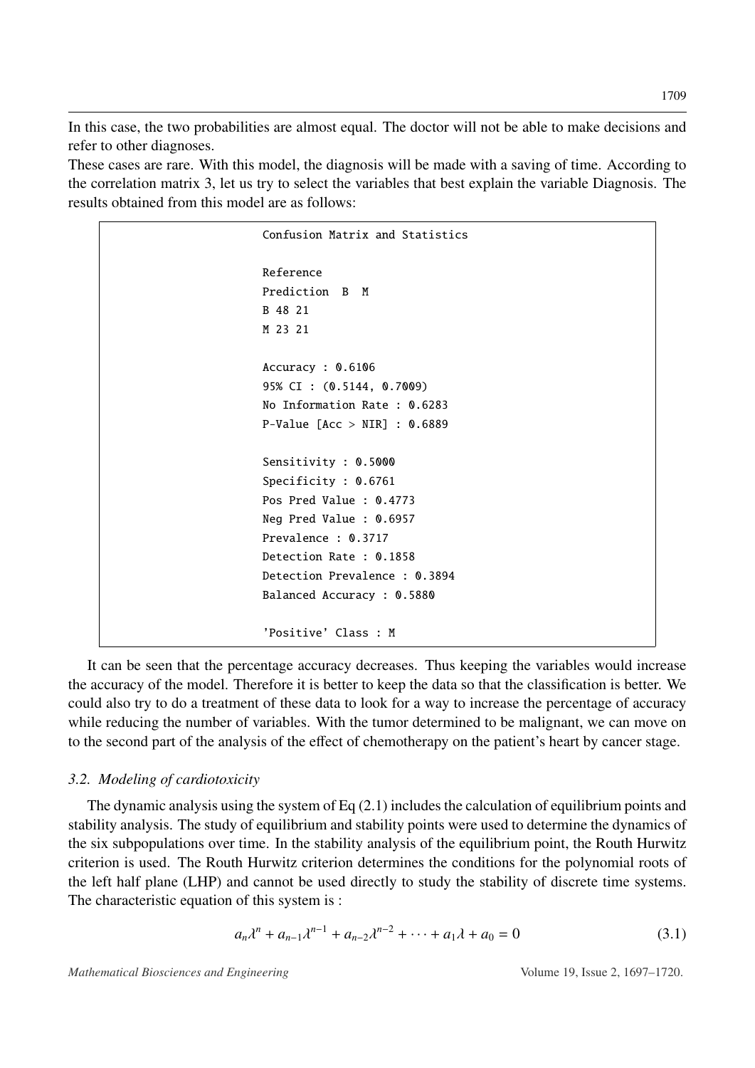In this case, the two probabilities are almost equal. The doctor will not be able to make decisions and refer to other diagnoses.

These cases are rare. With this model, the diagnosis will be made with a saving of time. According to the correlation matrix 3, let us try to select the variables that best explain the variable Diagnosis. The results obtained from this model are as follows:

```
Confusion Matrix and Statistics

Reference
Prediction  B  M
B 48 21
M 23 21

Accuracy : 0.6106
95% CI : (0.5144, 0.7009)
No Information Rate : 0.6283
P-Value [Acc > NIR] : 0.6889

Sensitivity : 0.5000
Specificity : 0.6761
Pos Pred Value : 0.4773
Neg Pred Value : 0.6957
Prevalence : 0.3717
Detection Rate : 0.1858
Detection Prevalence : 0.3894
Balanced Accuracy : 0.5880

'Positive' Class : M
```

It can be seen that the percentage accuracy decreases. Thus keeping the variables would increase the accuracy of the model. Therefore it is better to keep the data so that the classification is better. We could also try to do a treatment of these data to look for a way to increase the percentage of accuracy while reducing the number of variables. With the tumor determined to be malignant, we can move on to the second part of the analysis of the effect of chemotherapy on the patient's heart by cancer stage.

### *3.2. Modeling of cardiotoxicity*

The dynamic analysis using the system of Eq (2.1) includes the calculation of equilibrium points and stability analysis. The study of equilibrium and stability points were used to determine the dynamics of the six subpopulations over time. In the stability analysis of the equilibrium point, the Routh Hurwitz criterion is used. The Routh Hurwitz criterion determines the conditions for the polynomial roots of the left half plane (LHP) and cannot be used directly to study the stability of discrete time systems. The characteristic equation of this system is :

$$a_n\lambda^n + a_{n-1}\lambda^{n-1} + a_{n-2}\lambda^{n-2} + \cdots + a_1\lambda + a_0 = 0 \tag{3.1}$$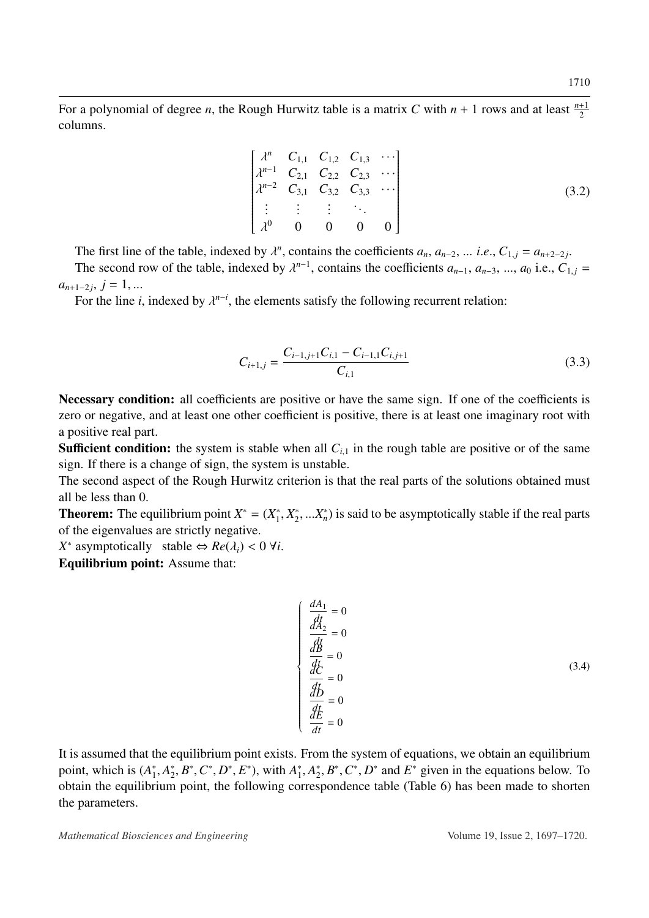For a polynomial of degree $n$, the Rough Hurwitz table is a matrix $C$ with $n + 1$ rows and at least $\frac{n+1}{2}$ columns.

$$
\begin{bmatrix}
\lambda^n & C_{1,1} & C_{1,2} & C_{1,3} & \cdots \\
\lambda^{n-1} & C_{2,1} & C_{2,2} & C_{2,3} & \cdots \\
\lambda^{n-2} & C_{3,1} & C_{3,2} & C_{3,3} & \cdots \\
\vdots & \vdots & \vdots & \ddots & \\
\lambda^0 & 0 & 0 & 0 & 0
\end{bmatrix}
\tag{3.2}
$$

The first line of the table, indexed by $\lambda^n$, contains the coefficients $a_n$, $a_{n-2}$, ... *i.e.*, $C_{1,j} = a_{n+2-2j}$.

The second row of the table, indexed by $\lambda^{n-1}$, contains the coefficients $a_{n-1}$, $a_{n-3}$, ..., $a_0$ i.e., $C_{1,j} = a_{n+1-2j}$, $j = 1, ...$

For the line $i$, indexed by $\lambda^{n-i}$, the elements satisfy the following recurrent relation:

$$
C_{i+1,j} = \frac{C_{i-1,j+1}C_{i,1} - C_{i-1,1}C_{i,j+1}}{C_{i,1}}
\tag{3.3}
$$

**Necessary condition:** all coefficients are positive or have the same sign. If one of the coefficients is zero or negative, and at least one other coefficient is positive, there is at least one imaginary root with a positive real part.

**Sufficient condition:** the system is stable when all $C_{i,1}$ in the rough table are positive or of the same sign. If there is a change of sign, the system is unstable.

The second aspect of the Rough Hurwitz criterion is that the real parts of the solutions obtained must all be less than 0.

**Theorem:** The equilibrium point $X^* = (X_1^*, X_2^*, ...X_n^*)$ is said to be asymptotically stable if the real parts of the eigenvalues are strictly negative.

$X^*$ asymptotically stable $\Leftrightarrow Re(\lambda_i) < 0 \ \forall i$.

**Equilibrium point:** Assume that:

$$
\begin{cases}
\frac{dA_1}{dt} = 0 \\
\frac{dA_2}{dt} = 0 \\
\frac{dB}{dt} = 0 \\
\frac{dC}{dt} = 0 \\
\frac{dD}{dt} = 0 \\
\frac{dE}{dt} = 0
\end{cases}
\tag{3.4}
$$

It is assumed that the equilibrium point exists. From the system of equations, we obtain an equilibrium point, which is $(A_1^*, A_2^*, B^*, C^*, D^*, E^*)$, with $A_1^*, A_2^*, B^*, C^*, D^*$ and $E^*$ given in the equations below. To obtain the equilibrium point, the following correspondence table (Table 6) has been made to shorten the parameters.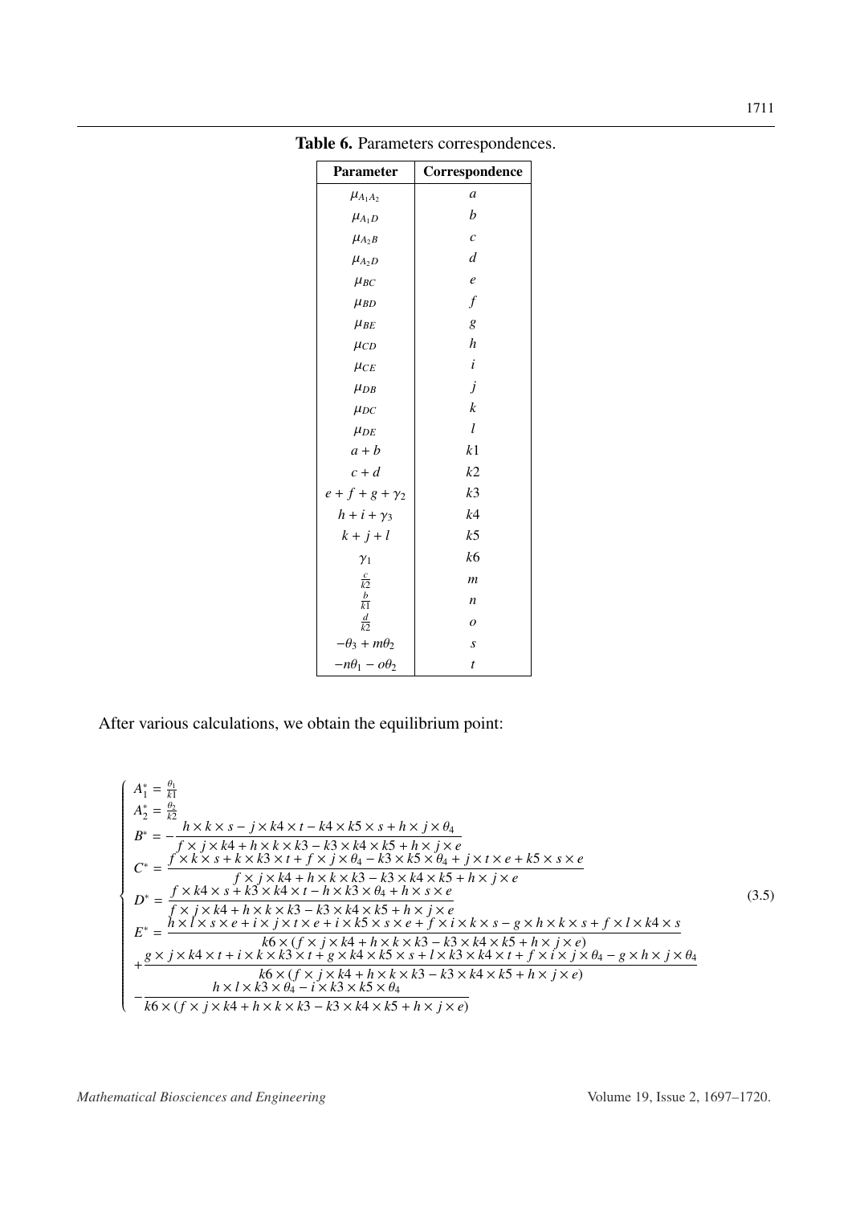**Table 6.** Parameters correspondences.

| Parameter | Correspondence |
|---|---|
| $\mu_{A_1A_2}$ | $a$ |
| $\mu_{A_1D}$ | $b$ |
| $\mu_{A_2B}$ | $c$ |
| $\mu_{A_2D}$ | $d$ |
| $\mu_{BC}$ | $e$ |
| $\mu_{BD}$ | $f$ |
| $\mu_{BE}$ | $g$ |
| $\mu_{CD}$ | $h$ |
| $\mu_{CE}$ | $i$ |
| $\mu_{DB}$ | $j$ |
| $\mu_{DC}$ | $k$ |
| $\mu_{DE}$ | $l$ |
| $a+b$ | $k1$ |
| $c+d$ | $k2$ |
| $e+f+g+\gamma_2$ | $k3$ |
| $h+i+\gamma_3$ | $k4$ |
| $k+j+l$ | $k5$ |
| $\gamma_1$ | $k6$ |
| $\frac{c}{k2}$ | $m$ |
| $\frac{b}{k1}$ | $n$ |
| $\frac{d}{k2}$ | $o$ |
| $-\theta_3+m\theta_2$ | $s$ |
| $-n\theta_1-o\theta_2$ | $t$ |

After various calculations, we obtain the equilibrium point:

$$
\begin{cases}
A_1^* = \frac{\theta_1}{k1} \\
A_2^* = \frac{\theta_2}{k2} \\
B^* = -\dfrac{h\times k\times s - j\times k4\times t - k4\times k5\times s + h\times j\times\theta_4}{f\times j\times k4 + h\times k\times k3 - k3\times k4\times k5 + h\times j\times e} \\
C^* = \dfrac{f\times k\times s + k\times k3\times t + f\times j\times\theta_4 - k3\times k5\times\theta_4 + j\times t\times e + k5\times s\times e}{f\times j\times k4 + h\times k\times k3 - k3\times k4\times k5 + h\times j\times e} \\
D^* = \dfrac{f\times k4\times s + k3\times k4\times t - h\times k3\times\theta_4 + h\times s\times e}{f\times j\times k4 + h\times k\times k3 - k3\times k4\times k5 + h\times j\times e} \\
E^* = \dfrac{h\times l\times s\times e + i\times j\times t\times e + i\times k5\times s\times e + f\times i\times k\times s - g\times h\times k\times s + f\times l\times k4\times s}{k6\times(f\times j\times k4 + h\times k\times k3 - k3\times k4\times k5 + h\times j\times e)} \\
+\dfrac{g\times j\times k4\times t + i\times k\times k3\times t + g\times k4\times k5\times s + l\times k3\times k4\times t + f\times i\times j\times\theta_4 - g\times h\times j\times\theta_4}{k6\times(f\times j\times k4 + h\times k\times k3 - k3\times k4\times k5 + h\times j\times e)} \\
-\dfrac{h\times l\times k3\times\theta_4 - i\times k3\times k5\times\theta_4}{k6\times(f\times j\times k4 + h\times k\times k3 - k3\times k4\times k5 + h\times j\times e)}
\end{cases}
\tag{3.5}
$$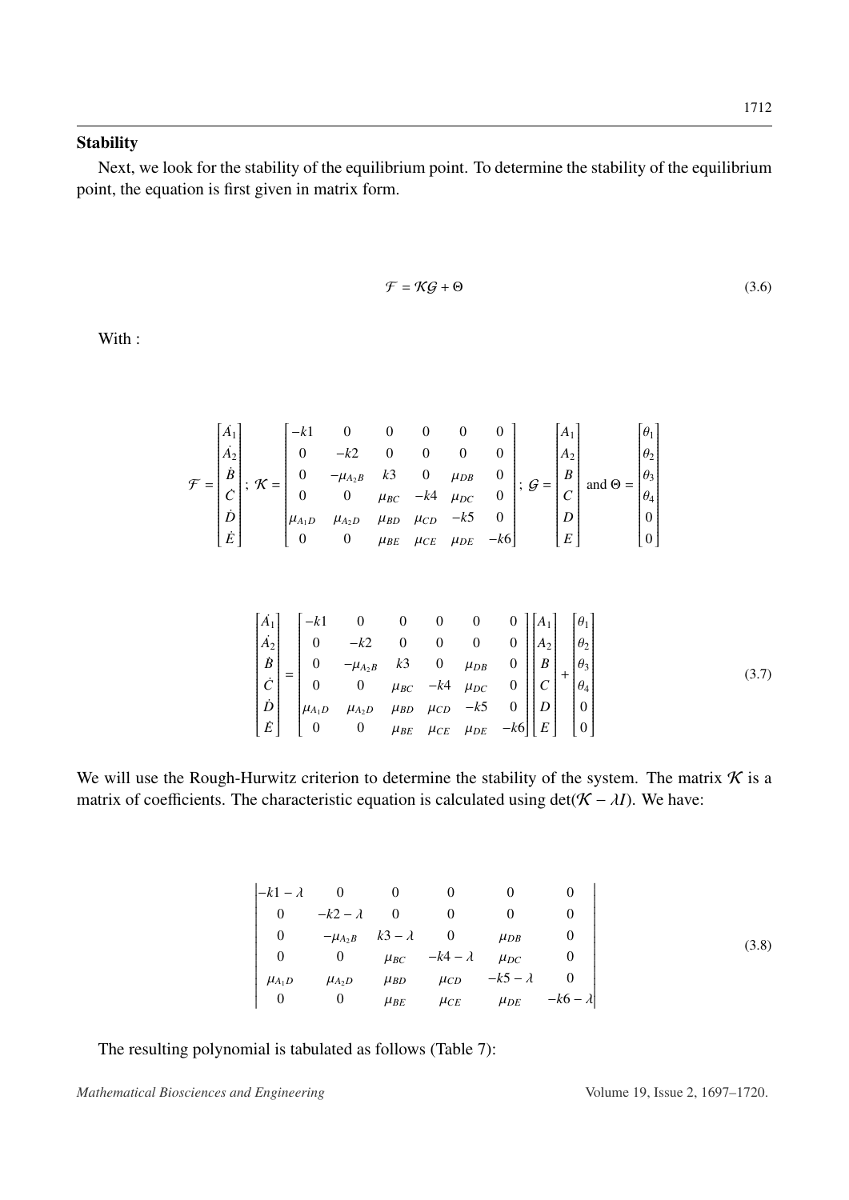### Stability

Next, we look for the stability of the equilibrium point. To determine the stability of the equilibrium point, the equation is first given in matrix form.

$$\mathcal{F} = \mathcal{K}\mathcal{G} + \Theta \tag{3.6}$$

With :

$$\mathcal{F} = \begin{bmatrix} \dot{A_1} \\ \dot{A_2} \\ \dot{B} \\ \dot{C} \\ \dot{D} \\ \dot{E} \end{bmatrix};\ \mathcal{K} = \begin{bmatrix} -k1 & 0 & 0 & 0 & 0 & 0 \\ 0 & -k2 & 0 & 0 & 0 & 0 \\ 0 & -\mu_{A_2B} & k3 & 0 & \mu_{DB} & 0 \\ 0 & 0 & \mu_{BC} & -k4 & \mu_{DC} & 0 \\ \mu_{A_1D} & \mu_{A_2D} & \mu_{BD} & \mu_{CD} & -k5 & 0 \\ 0 & 0 & \mu_{BE} & \mu_{CE} & \mu_{DE} & -k6 \end{bmatrix};\ \mathcal{G} = \begin{bmatrix} A_1 \\ A_2 \\ B \\ C \\ D \\ E \end{bmatrix} \text{ and } \Theta = \begin{bmatrix} \theta_1 \\ \theta_2 \\ \theta_3 \\ \theta_4 \\ 0 \\ 0 \end{bmatrix}$$

$$\begin{bmatrix} \dot{A_1} \\ \dot{A_2} \\ \dot{B} \\ \dot{C} \\ \dot{D} \\ \dot{E} \end{bmatrix} = \begin{bmatrix} -k1 & 0 & 0 & 0 & 0 & 0 \\ 0 & -k2 & 0 & 0 & 0 & 0 \\ 0 & -\mu_{A_2B} & k3 & 0 & \mu_{DB} & 0 \\ 0 & 0 & \mu_{BC} & -k4 & \mu_{DC} & 0 \\ \mu_{A_1D} & \mu_{A_2D} & \mu_{BD} & \mu_{CD} & -k5 & 0 \\ 0 & 0 & \mu_{BE} & \mu_{CE} & \mu_{DE} & -k6 \end{bmatrix} \begin{bmatrix} A_1 \\ A_2 \\ B \\ C \\ D \\ E \end{bmatrix} + \begin{bmatrix} \theta_1 \\ \theta_2 \\ \theta_3 \\ \theta_4 \\ 0 \\ 0 \end{bmatrix} \tag{3.7}$$

We will use the Rough-Hurwitz criterion to determine the stability of the system. The matrix $\mathcal{K}$ is a matrix of coefficients. The characteristic equation is calculated using $\det(\mathcal{K} - \lambda I)$. We have:

$$\begin{vmatrix} -k1-\lambda & 0 & 0 & 0 & 0 & 0 \\ 0 & -k2-\lambda & 0 & 0 & 0 & 0 \\ 0 & -\mu_{A_2B} & k3-\lambda & 0 & \mu_{DB} & 0 \\ 0 & 0 & \mu_{BC} & -k4-\lambda & \mu_{DC} & 0 \\ \mu_{A_1D} & \mu_{A_2D} & \mu_{BD} & \mu_{CD} & -k5-\lambda & 0 \\ 0 & 0 & \mu_{BE} & \mu_{CE} & \mu_{DE} & -k6-\lambda \end{vmatrix} \tag{3.8}$$

The resulting polynomial is tabulated as follows (Table 7):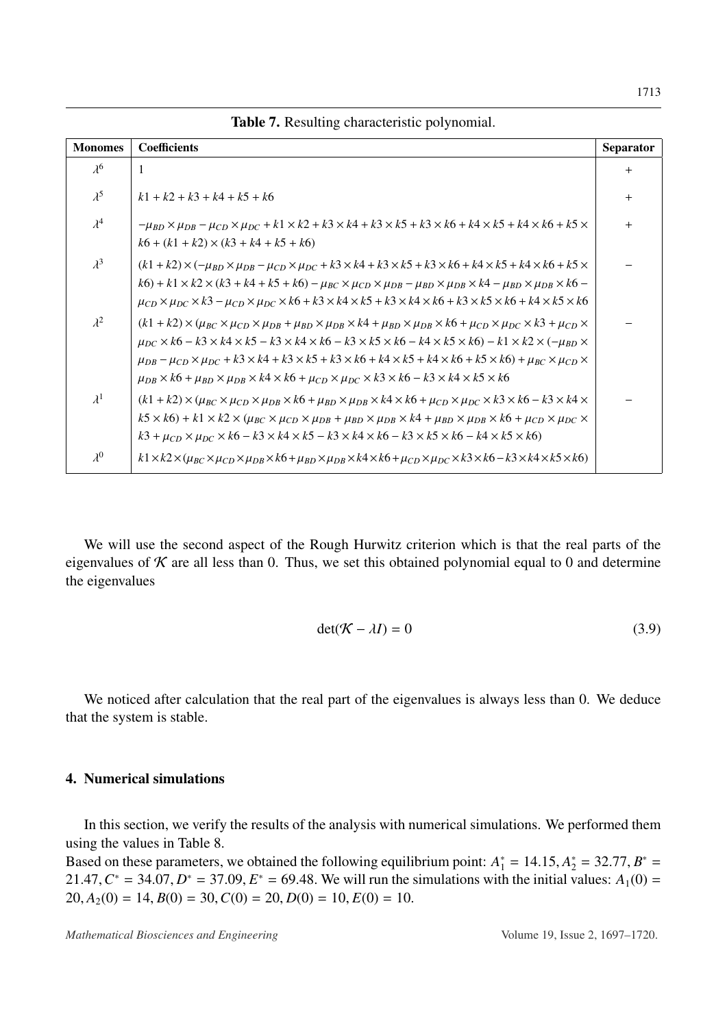**Table 7.** Resulting characteristic polynomial.

| Monomes | Coefficients | Separator |
|---|---|---|
| $\lambda^6$ | $1$ | + |
| $\lambda^5$ | $k1 + k2 + k3 + k4 + k5 + k6$ | + |
| $\lambda^4$ | $-\mu_{BD} \times \mu_{DB} - \mu_{CD} \times \mu_{DC} + k1 \times k2 + k3 \times k4 + k3 \times k5 + k3 \times k6 + k4 \times k5 + k4 \times k6 + k5 \times k6 + (k1 + k2) \times (k3 + k4 + k5 + k6)$ | + |
| $\lambda^3$ | $(k1 + k2) \times (-\mu_{BD} \times \mu_{DB} - \mu_{CD} \times \mu_{DC} + k3 \times k4 + k3 \times k5 + k3 \times k6 + k4 \times k5 + k4 \times k6 + k5 \times k6) + k1 \times k2 \times (k3 + k4 + k5 + k6) - \mu_{BC} \times \mu_{CD} \times \mu_{DB} - \mu_{BD} \times \mu_{DB} \times k4 - \mu_{BD} \times \mu_{DB} \times k6 - \mu_{CD} \times \mu_{DC} \times k3 - \mu_{CD} \times \mu_{DC} \times k6 + k3 \times k4 \times k5 + k3 \times k4 \times k6 + k3 \times k5 \times k6 + k4 \times k5 \times k6$ | − |
| $\lambda^2$ | $(k1 + k2) \times (\mu_{BC} \times \mu_{CD} \times \mu_{DB} + \mu_{BD} \times \mu_{DB} \times k4 + \mu_{BD} \times \mu_{DB} \times k6 + \mu_{CD} \times \mu_{DC} \times k3 + \mu_{CD} \times \mu_{DC} \times k6 - k3 \times k4 \times k5 - k3 \times k4 \times k6 - k3 \times k5 \times k6 - k4 \times k5 \times k6) - k1 \times k2 \times (-\mu_{BD} \times \mu_{DB} - \mu_{CD} \times \mu_{DC} + k3 \times k4 + k3 \times k5 + k3 \times k6 + k4 \times k5 + k4 \times k6 + k5 \times k6) + \mu_{BC} \times \mu_{CD} \times \mu_{DB} \times k6 + \mu_{BD} \times \mu_{DB} \times k4 \times k6 + \mu_{CD} \times \mu_{DC} \times k3 \times k6 - k3 \times k4 \times k5 \times k6$ | − |
| $\lambda^1$ | $(k1 + k2) \times (\mu_{BC} \times \mu_{CD} \times \mu_{DB} \times k6 + \mu_{BD} \times \mu_{DB} \times k4 \times k6 + \mu_{CD} \times \mu_{DC} \times k3 \times k6 - k3 \times k4 \times k5 \times k6) + k1 \times k2 \times (\mu_{BC} \times \mu_{CD} \times \mu_{DB} + \mu_{BD} \times \mu_{DB} \times k4 + \mu_{BD} \times \mu_{DB} \times k6 + \mu_{CD} \times \mu_{DC} \times k3 + \mu_{CD} \times \mu_{DC} \times k6 - k3 \times k4 \times k5 - k3 \times k4 \times k6 - k3 \times k5 \times k6 - k4 \times k5 \times k6)$ | − |
| $\lambda^0$ | $k1 \times k2 \times (\mu_{BC} \times \mu_{CD} \times \mu_{DB} \times k6 + \mu_{BD} \times \mu_{DB} \times k4 \times k6 + \mu_{CD} \times \mu_{DC} \times k3 \times k6 - k3 \times k4 \times k5 \times k6)$ | |

We will use the second aspect of the Rough Hurwitz criterion which is that the real parts of the eigenvalues of $\mathcal{K}$ are all less than 0. Thus, we set this obtained polynomial equal to 0 and determine the eigenvalues

$$\det(\mathcal{K} - \lambda I) = 0 \tag{3.9}$$

We noticed after calculation that the real part of the eigenvalues is always less than 0. We deduce that the system is stable.

## 4. Numerical simulations

In this section, we verify the results of the analysis with numerical simulations. We performed them using the values in Table 8.

Based on these parameters, we obtained the following equilibrium point: $A_1^* = 14.15, A_2^* = 32.77, B^* = 21.47, C^* = 34.07, D^* = 37.09, E^* = 69.48$. We will run the simulations with the initial values: $A_1(0) = 20, A_2(0) = 14, B(0) = 30, C(0) = 20, D(0) = 10, E(0) = 10$.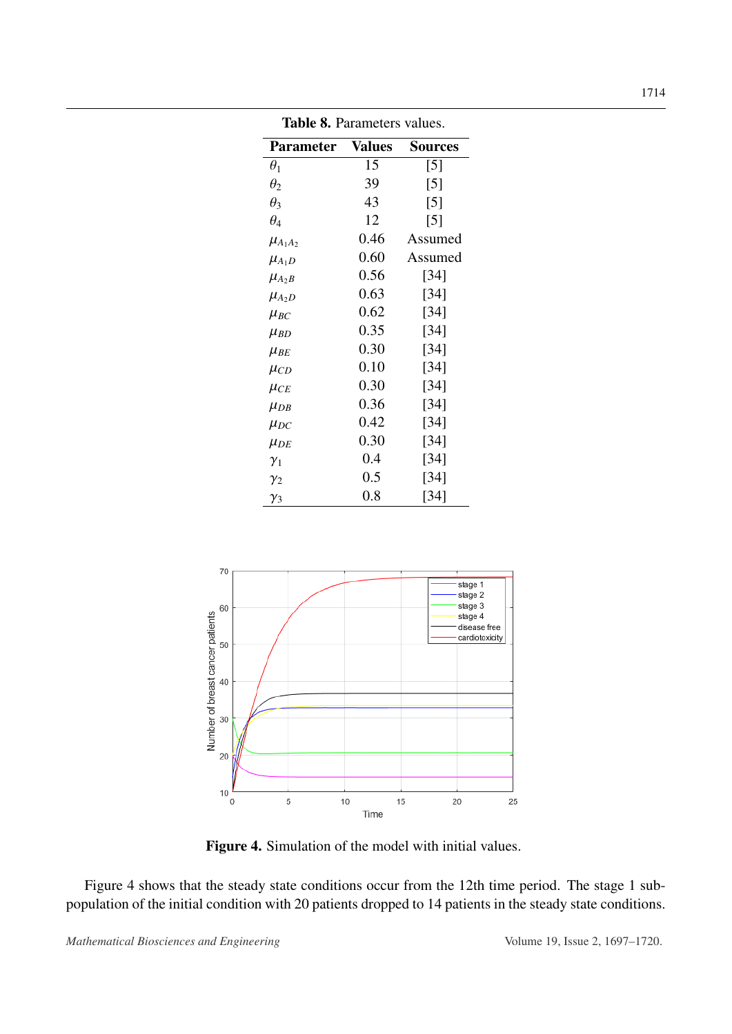**Table 8.** Parameters values.

| Parameter | Values | Sources |
|---|---|---|
| $\theta_1$ | 15 | [5] |
| $\theta_2$ | 39 | [5] |
| $\theta_3$ | 43 | [5] |
| $\theta_4$ | 12 | [5] |
| $\mu_{A_1A_2}$ | 0.46 | Assumed |
| $\mu_{A_1D}$ | 0.60 | Assumed |
| $\mu_{A_2B}$ | 0.56 | [34] |
| $\mu_{A_2D}$ | 0.63 | [34] |
| $\mu_{BC}$ | 0.62 | [34] |
| $\mu_{BD}$ | 0.35 | [34] |
| $\mu_{BE}$ | 0.30 | [34] |
| $\mu_{CD}$ | 0.10 | [34] |
| $\mu_{CE}$ | 0.30 | [34] |
| $\mu_{DB}$ | 0.36 | [34] |
| $\mu_{DC}$ | 0.42 | [34] |
| $\mu_{DE}$ | 0.30 | [34] |
| $\gamma_1$ | 0.4 | [34] |
| $\gamma_2$ | 0.5 | [34] |
| $\gamma_3$ | 0.8 | [34] |

**Figure 4.** Simulation of the model with initial values.

Figure 4 shows that the steady state conditions occur from the 12th time period. The stage 1 subpopulation of the initial condition with 20 patients dropped to 14 patients in the steady state conditions.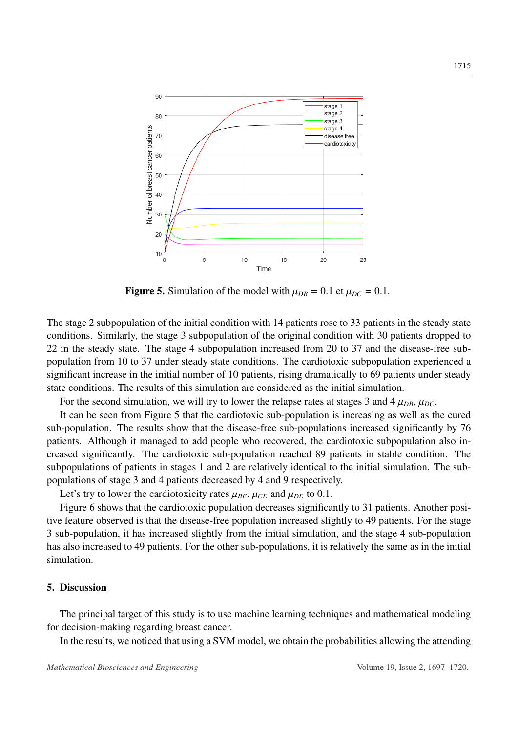**Figure 5.** Simulation of the model with $\mu_{DB} = 0.1$ et $\mu_{DC} = 0.1$.

The stage 2 subpopulation of the initial condition with 14 patients rose to 33 patients in the steady state conditions. Similarly, the stage 3 subpopulation of the original condition with 30 patients dropped to 22 in the steady state. The stage 4 subpopulation increased from 20 to 37 and the disease-free subpopulation from 10 to 37 under steady state conditions. The cardiotoxic subpopulation experienced a significant increase in the initial number of 10 patients, rising dramatically to 69 patients under steady state conditions. The results of this simulation are considered as the initial simulation.

For the second simulation, we will try to lower the relapse rates at stages 3 and 4 $\mu_{DB}$, $\mu_{DC}$.

It can be seen from Figure 5 that the cardiotoxic sub-population is increasing as well as the cured sub-population. The results show that the disease-free sub-populations increased significantly by 76 patients. Although it managed to add people who recovered, the cardiotoxic subpopulation also increased significantly. The cardiotoxic sub-population reached 89 patients in stable condition. The subpopulations of patients in stages 1 and 2 are relatively identical to the initial simulation. The sub-populations of stage 3 and 4 patients decreased by 4 and 9 respectively.

Let's try to lower the cardiotoxicity rates $\mu_{BE}$, $\mu_{CE}$ and $\mu_{DE}$ to 0.1.

Figure 6 shows that the cardiotoxic population decreases significantly to 31 patients. Another positive feature observed is that the disease-free population increased slightly to 49 patients. For the stage 3 sub-population, it has increased slightly from the initial simulation, and the stage 4 sub-population has also increased to 49 patients. For the other sub-populations, it is relatively the same as in the initial simulation.

## 5. Discussion

The principal target of this study is to use machine learning techniques and mathematical modeling for decision-making regarding breast cancer.

In the results, we noticed that using a SVM model, we obtain the probabilities allowing the attending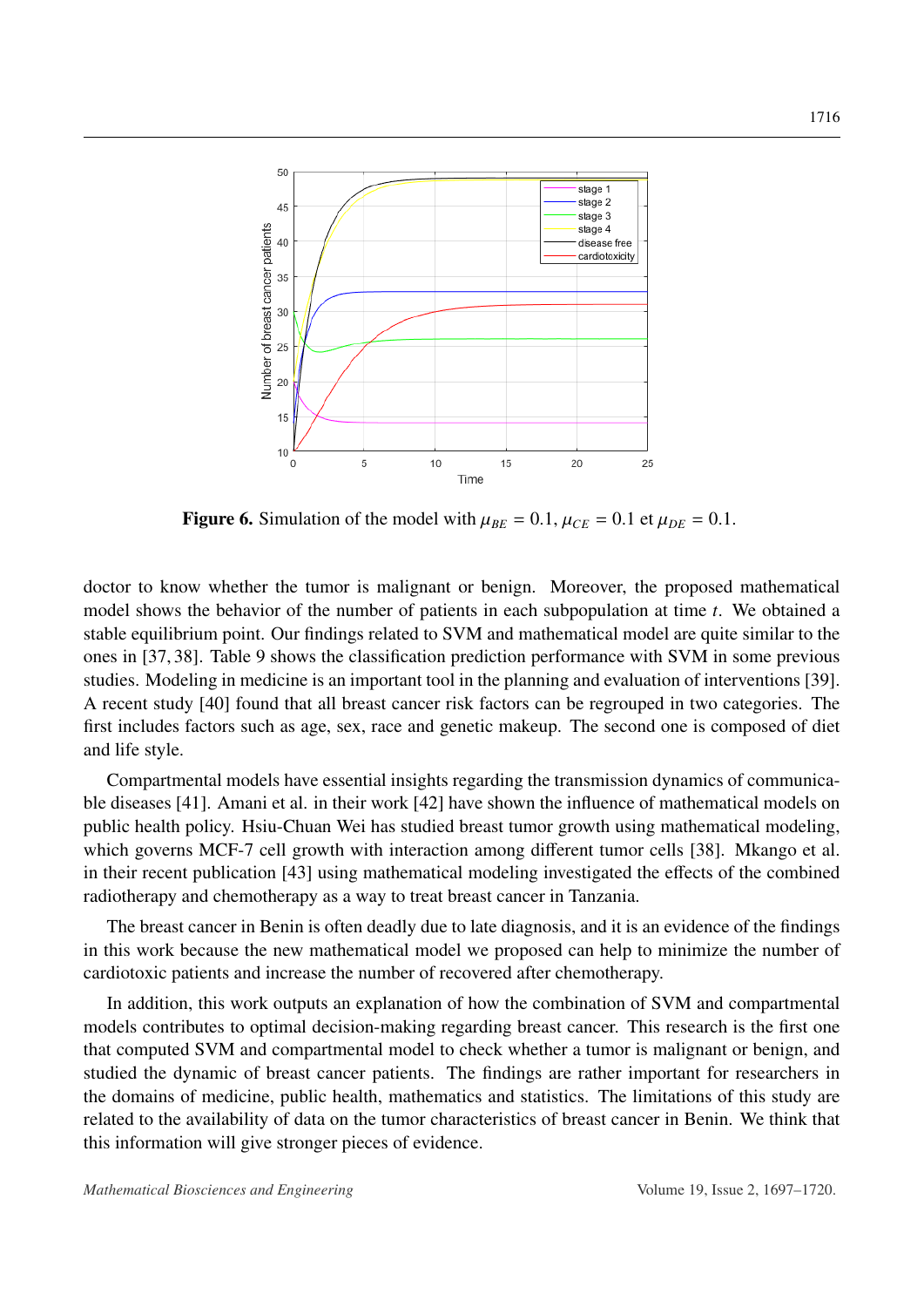**Figure 6.** Simulation of the model with $\mu_{BE} = 0.1$, $\mu_{CE} = 0.1$ et $\mu_{DE} = 0.1$.

doctor to know whether the tumor is malignant or benign. Moreover, the proposed mathematical model shows the behavior of the number of patients in each subpopulation at time $t$. We obtained a stable equilibrium point. Our findings related to SVM and mathematical model are quite similar to the ones in [37, 38]. Table 9 shows the classification prediction performance with SVM in some previous studies. Modeling in medicine is an important tool in the planning and evaluation of interventions [39]. A recent study [40] found that all breast cancer risk factors can be regrouped in two categories. The first includes factors such as age, sex, race and genetic makeup. The second one is composed of diet and life style.

Compartmental models have essential insights regarding the transmission dynamics of communicable diseases [41]. Amani et al. in their work [42] have shown the influence of mathematical models on public health policy. Hsiu-Chuan Wei has studied breast tumor growth using mathematical modeling, which governs MCF-7 cell growth with interaction among different tumor cells [38]. Mkango et al. in their recent publication [43] using mathematical modeling investigated the effects of the combined radiotherapy and chemotherapy as a way to treat breast cancer in Tanzania.

The breast cancer in Benin is often deadly due to late diagnosis, and it is an evidence of the findings in this work because the new mathematical model we proposed can help to minimize the number of cardiotoxic patients and increase the number of recovered after chemotherapy.

In addition, this work outputs an explanation of how the combination of SVM and compartmental models contributes to optimal decision-making regarding breast cancer. This research is the first one that computed SVM and compartmental model to check whether a tumor is malignant or benign, and studied the dynamic of breast cancer patients. The findings are rather important for researchers in the domains of medicine, public health, mathematics and statistics. The limitations of this study are related to the availability of data on the tumor characteristics of breast cancer in Benin. We think that this information will give stronger pieces of evidence.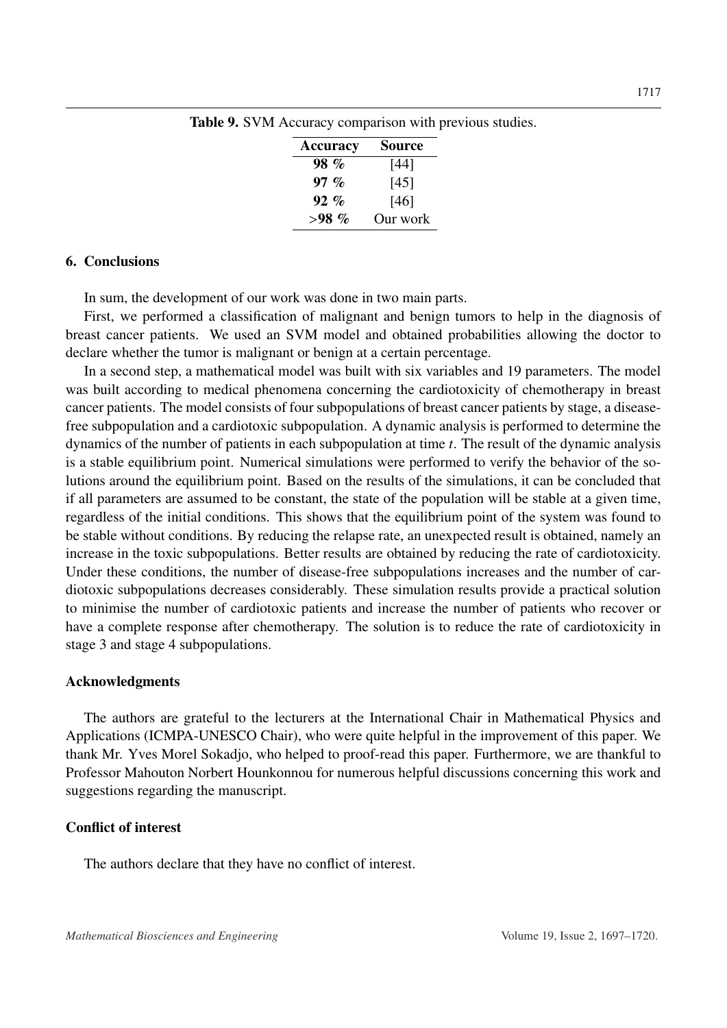**Table 9.** SVM Accuracy comparison with previous studies.

| Accuracy | Source |
|---|---|
| **98 %** | [44] |
| **97 %** | [45] |
| **92 %** | [46] |
| **>98 %** | Our work |

## 6. Conclusions

In sum, the development of our work was done in two main parts.

First, we performed a classification of malignant and benign tumors to help in the diagnosis of breast cancer patients. We used an SVM model and obtained probabilities allowing the doctor to declare whether the tumor is malignant or benign at a certain percentage.

In a second step, a mathematical model was built with six variables and 19 parameters. The model was built according to medical phenomena concerning the cardiotoxicity of chemotherapy in breast cancer patients. The model consists of four subpopulations of breast cancer patients by stage, a disease-free subpopulation and a cardiotoxic subpopulation. A dynamic analysis is performed to determine the dynamics of the number of patients in each subpopulation at time $t$. The result of the dynamic analysis is a stable equilibrium point. Numerical simulations were performed to verify the behavior of the solutions around the equilibrium point. Based on the results of the simulations, it can be concluded that if all parameters are assumed to be constant, the state of the population will be stable at a given time, regardless of the initial conditions. This shows that the equilibrium point of the system was found to be stable without conditions. By reducing the relapse rate, an unexpected result is obtained, namely an increase in the toxic subpopulations. Better results are obtained by reducing the rate of cardiotoxicity. Under these conditions, the number of disease-free subpopulations increases and the number of cardiotoxic subpopulations decreases considerably. These simulation results provide a practical solution to minimise the number of cardiotoxic patients and increase the number of patients who recover or have a complete response after chemotherapy. The solution is to reduce the rate of cardiotoxicity in stage 3 and stage 4 subpopulations.

## Acknowledgments

The authors are grateful to the lecturers at the International Chair in Mathematical Physics and Applications (ICMPA-UNESCO Chair), who were quite helpful in the improvement of this paper. We thank Mr. Yves Morel Sokadjo, who helped to proof-read this paper. Furthermore, we are thankful to Professor Mahouton Norbert Hounkonnou for numerous helpful discussions concerning this work and suggestions regarding the manuscript.

## Conflict of interest

The authors declare that they have no conflict of interest.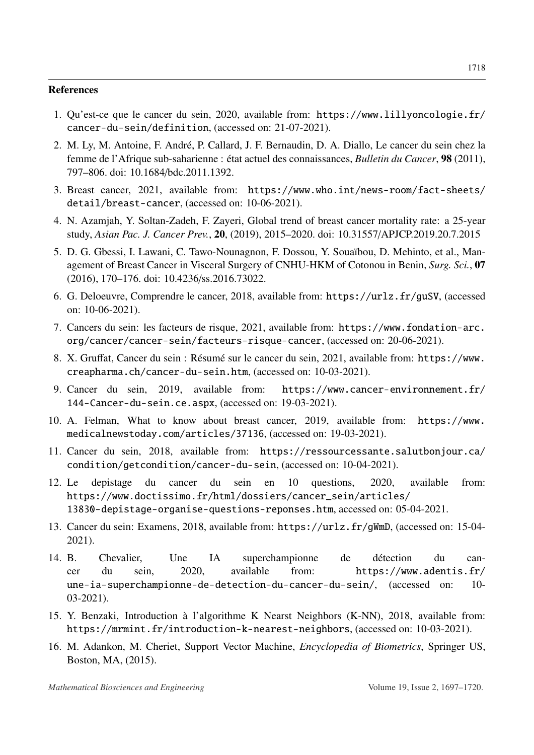## References

1. Qu'est-ce que le cancer du sein, 2020, available from: https://www.lillyoncologie.fr/cancer-du-sein/definition, (accessed on: 21-07-2021).
2. M. Ly, M. Antoine, F. André, P. Callard, J. F. Bernaudin, D. A. Diallo, Le cancer du sein chez la femme de l'Afrique sub-saharienne : état actuel des connaissances, *Bulletin du Cancer*, **98** (2011), 797–806. doi: 10.1684/bdc.2011.1392.
3. Breast cancer, 2021, available from: https://www.who.int/news-room/fact-sheets/detail/breast-cancer, (accessed on: 10-06-2021).
4. N. Azamjah, Y. Soltan-Zadeh, F. Zayeri, Global trend of breast cancer mortality rate: a 25-year study, *Asian Pac. J. Cancer Prev.*, **20**, (2019), 2015–2020. doi: 10.31557/APJCP.2019.20.7.2015
5. D. G. Gbessi, I. Lawani, C. Tawo-Nounagnon, F. Dossou, Y. Souaïbou, D. Mehinto, et al., Management of Breast Cancer in Visceral Surgery of CNHU-HKM of Cotonou in Benin, *Surg. Sci.*, **07** (2016), 170–176. doi: 10.4236/ss.2016.73022.
6. G. Deloeuvre, Comprendre le cancer, 2018, available from: https://urlz.fr/guSV, (accessed on: 10-06-2021).
7. Cancers du sein: les facteurs de risque, 2021, available from: https://www.fondation-arc.org/cancer/cancer-sein/facteurs-risque-cancer, (accessed on: 20-06-2021).
8. X. Gruffat, Cancer du sein : Résumé sur le cancer du sein, 2021, available from: https://www.creapharma.ch/cancer-du-sein.htm, (accessed on: 10-03-2021).
9. Cancer du sein, 2019, available from: https://www.cancer-environnement.fr/144-Cancer-du-sein.ce.aspx, (accessed on: 19-03-2021).
10. A. Felman, What to know about breast cancer, 2019, available from: https://www.medicalnewstoday.com/articles/37136, (accessed on: 19-03-2021).
11. Cancer du sein, 2018, available from: https://ressourcessante.salutbonjour.ca/condition/getcondition/cancer-du-sein, (accessed on: 10-04-2021).
12. Le depistage du cancer du sein en 10 questions, 2020, available from: https://www.doctissimo.fr/html/dossiers/cancer_sein/articles/13830-depistage-organise-questions-reponses.htm, accessed on: 05-04-2021.
13. Cancer du sein: Examens, 2018, available from: https://urlz.fr/gWmD, (accessed on: 15-04-2021).
14. B. Chevalier, Une IA superchampionne de détection du cancer du sein, 2020, available from: https://www.adentis.fr/une-ia-superchampionne-de-detection-du-cancer-du-sein/, (accessed on: 10-03-2021).
15. Y. Benzaki, Introduction à l'algorithme K Nearst Neighbors (K-NN), 2018, available from: https://mrmint.fr/introduction-k-nearest-neighbors, (accessed on: 10-03-2021).
16. M. Adankon, M. Cheriet, Support Vector Machine, *Encyclopedia of Biometrics*, Springer US, Boston, MA, (2015).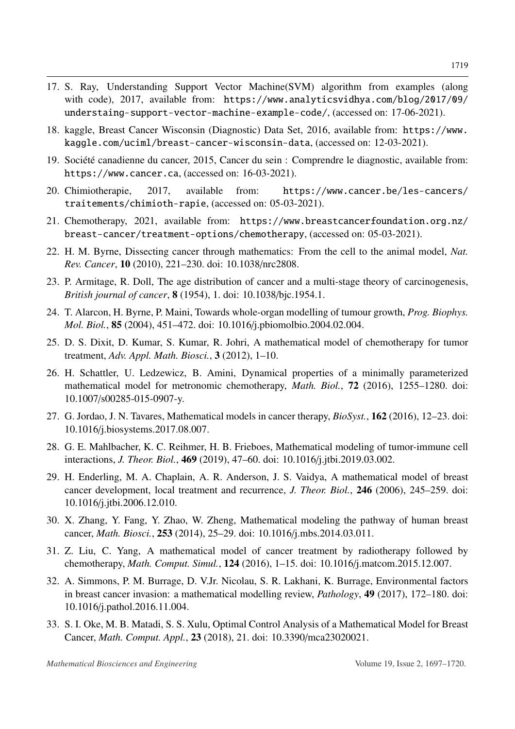17. S. Ray, Understanding Support Vector Machine(SVM) algorithm from examples (along with code), 2017, available from: https://www.analyticsvidhya.com/blog/2017/09/understaing-support-vector-machine-example-code/, (accessed on: 17-06-2021).

18. kaggle, Breast Cancer Wisconsin (Diagnostic) Data Set, 2016, available from: https://www.kaggle.com/uciml/breast-cancer-wisconsin-data, (accessed on: 12-03-2021).

19. Société canadienne du cancer, 2015, Cancer du sein : Comprendre le diagnostic, available from: https://www.cancer.ca, (accessed on: 16-03-2021).

20. Chimiotherapie, 2017, available from: https://www.cancer.be/les-cancers/traitements/chimioth-rapie, (accessed on: 05-03-2021).

21. Chemotherapy, 2021, available from: https://www.breastcancerfoundation.org.nz/breast-cancer/treatment-options/chemotherapy, (accessed on: 05-03-2021).

22. H. M. Byrne, Dissecting cancer through mathematics: From the cell to the animal model, *Nat. Rev. Cancer*, **10** (2010), 221–230. doi: 10.1038/nrc2808.

23. P. Armitage, R. Doll, The age distribution of cancer and a multi-stage theory of carcinogenesis, *British journal of cancer*, **8** (1954), 1. doi: 10.1038/bjc.1954.1.

24. T. Alarcon, H. Byrne, P. Maini, Towards whole-organ modelling of tumour growth, *Prog. Biophys. Mol. Biol.*, **85** (2004), 451–472. doi: 10.1016/j.pbiomolbio.2004.02.004.

25. D. S. Dixit, D. Kumar, S. Kumar, R. Johri, A mathematical model of chemotherapy for tumor treatment, *Adv. Appl. Math. Biosci.*, **3** (2012), 1–10.

26. H. Schattler, U. Ledzewicz, B. Amini, Dynamical properties of a minimally parameterized mathematical model for metronomic chemotherapy, *Math. Biol.*, **72** (2016), 1255–1280. doi: 10.1007/s00285-015-0907-y.

27. G. Jordao, J. N. Tavares, Mathematical models in cancer therapy, *BioSyst.*, **162** (2016), 12–23. doi: 10.1016/j.biosystems.2017.08.007.

28. G. E. Mahlbacher, K. C. Reihmer, H. B. Frieboes, Mathematical modeling of tumor-immune cell interactions, *J. Theor. Biol.*, **469** (2019), 47–60. doi: 10.1016/j.jtbi.2019.03.002.

29. H. Enderling, M. A. Chaplain, A. R. Anderson, J. S. Vaidya, A mathematical model of breast cancer development, local treatment and recurrence, *J. Theor. Biol.*, **246** (2006), 245–259. doi: 10.1016/j.jtbi.2006.12.010.

30. X. Zhang, Y. Fang, Y. Zhao, W. Zheng, Mathematical modeling the pathway of human breast cancer, *Math. Biosci.*, **253** (2014), 25–29. doi: 10.1016/j.mbs.2014.03.011.

31. Z. Liu, C. Yang, A mathematical model of cancer treatment by radiotherapy followed by chemotherapy, *Math. Comput. Simul.*, **124** (2016), 1–15. doi: 10.1016/j.matcom.2015.12.007.

32. A. Simmons, P. M. Burrage, D. V.Jr. Nicolau, S. R. Lakhani, K. Burrage, Environmental factors in breast cancer invasion: a mathematical modelling review, *Pathology*, **49** (2017), 172–180. doi: 10.1016/j.pathol.2016.11.004.

33. S. I. Oke, M. B. Matadi, S. S. Xulu, Optimal Control Analysis of a Mathematical Model for Breast Cancer, *Math. Comput. Appl.*, **23** (2018), 21. doi: 10.3390/mca23020021.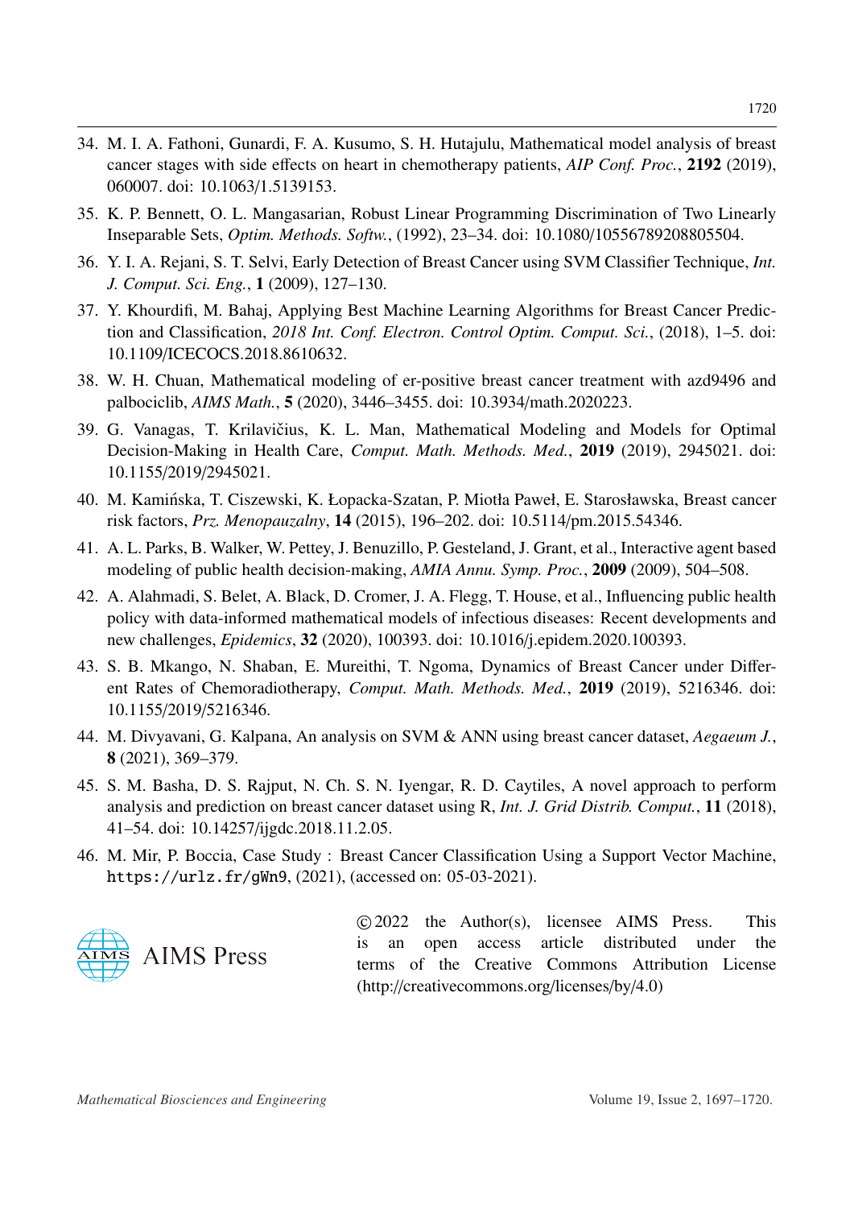34. M. I. A. Fathoni, Gunardi, F. A. Kusumo, S. H. Hutajulu, Mathematical model analysis of breast cancer stages with side effects on heart in chemotherapy patients, *AIP Conf. Proc.*, **2192** (2019), 060007. doi: 10.1063/1.5139153.

35. K. P. Bennett, O. L. Mangasarian, Robust Linear Programming Discrimination of Two Linearly Inseparable Sets, *Optim. Methods. Softw.*, (1992), 23–34. doi: 10.1080/10556789208805504.

36. Y. I. A. Rejani, S. T. Selvi, Early Detection of Breast Cancer using SVM Classifier Technique, *Int. J. Comput. Sci. Eng.*, **1** (2009), 127–130.

37. Y. Khourdifi, M. Bahaj, Applying Best Machine Learning Algorithms for Breast Cancer Prediction and Classification, *2018 Int. Conf. Electron. Control Optim. Comput. Sci.*, (2018), 1–5. doi: 10.1109/ICECOCS.2018.8610632.

38. W. H. Chuan, Mathematical modeling of er-positive breast cancer treatment with azd9496 and palbociclib, *AIMS Math.*, **5** (2020), 3446–3455. doi: 10.3934/math.2020223.

39. G. Vanagas, T. Krilavičius, K. L. Man, Mathematical Modeling and Models for Optimal Decision-Making in Health Care, *Comput. Math. Methods. Med.*, **2019** (2019), 2945021. doi: 10.1155/2019/2945021.

40. M. Kamińska, T. Ciszewski, K. Łopacka-Szatan, P. Miotła Paweł, E. Starosławska, Breast cancer risk factors, *Prz. Menopauzalny*, **14** (2015), 196–202. doi: 10.5114/pm.2015.54346.

41. A. L. Parks, B. Walker, W. Pettey, J. Benuzillo, P. Gesteland, J. Grant, et al., Interactive agent based modeling of public health decision-making, *AMIA Annu. Symp. Proc.*, **2009** (2009), 504–508.

42. A. Alahmadi, S. Belet, A. Black, D. Cromer, J. A. Flegg, T. House, et al., Influencing public health policy with data-informed mathematical models of infectious diseases: Recent developments and new challenges, *Epidemics*, **32** (2020), 100393. doi: 10.1016/j.epidem.2020.100393.

43. S. B. Mkango, N. Shaban, E. Mureithi, T. Ngoma, Dynamics of Breast Cancer under Different Rates of Chemoradiotherapy, *Comput. Math. Methods. Med.*, **2019** (2019), 5216346. doi: 10.1155/2019/5216346.

44. M. Divyavani, G. Kalpana, An analysis on SVM & ANN using breast cancer dataset, *Aegaeum J.*, **8** (2021), 369–379.

45. S. M. Basha, D. S. Rajput, N. Ch. S. N. Iyengar, R. D. Caytiles, A novel approach to perform analysis and prediction on breast cancer dataset using R, *Int. J. Grid Distrib. Comput.*, **11** (2018), 41–54. doi: 10.14257/ijgdc.2018.11.2.05.

46. M. Mir, P. Boccia, Case Study : Breast Cancer Classification Using a Support Vector Machine, `https://urlz.fr/gWn9`, (2021), (accessed on: 05-03-2021).

AIMS Press

© 2022 the Author(s), licensee AIMS Press. This is an open access article distributed under the terms of the Creative Commons Attribution License (http://creativecommons.org/licenses/by/4.0)